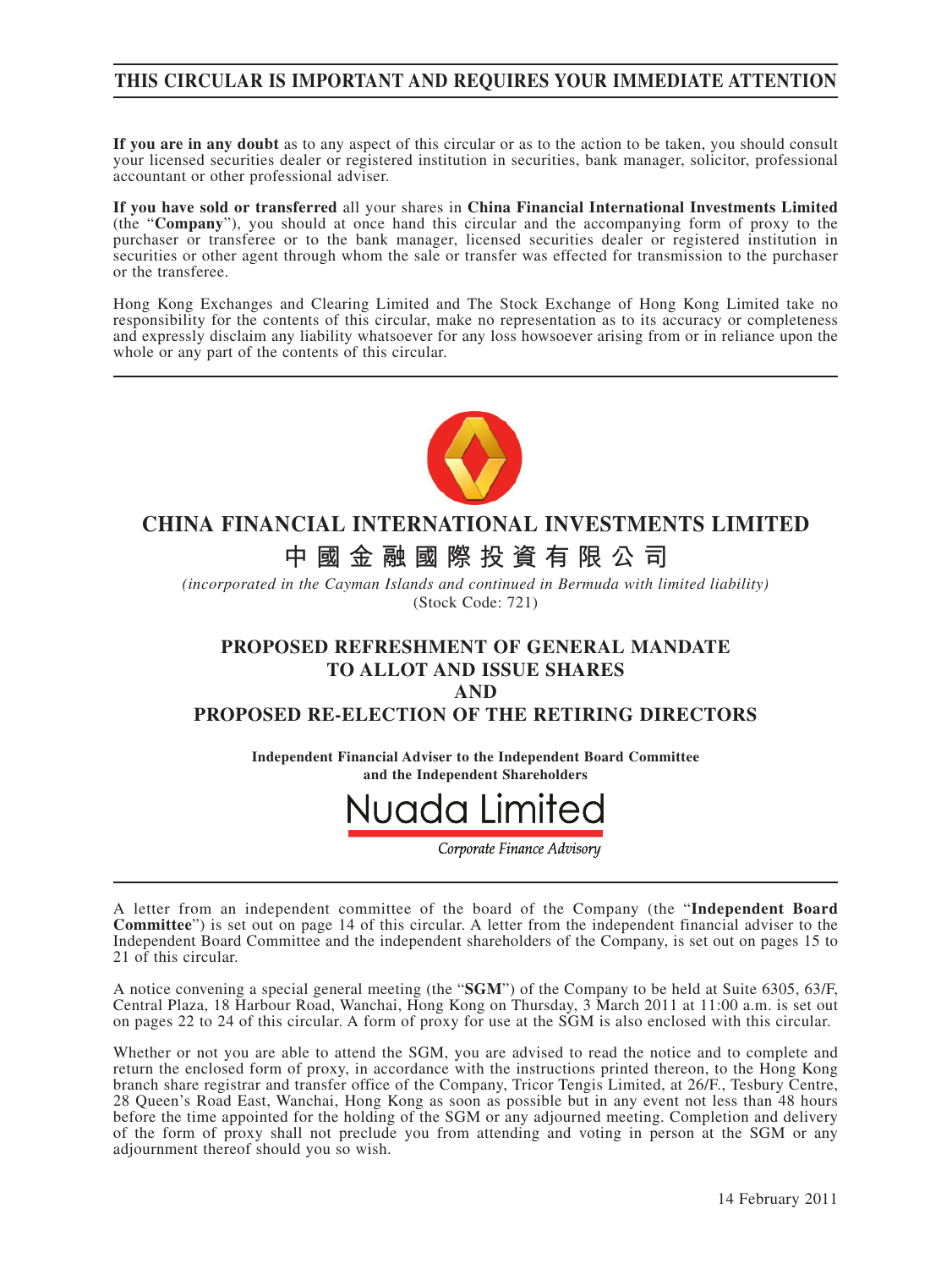# THIS CIRCULAR IS IMPORTANT AND REQUIRES YOUR IMMEDIATE ATTENTION

**If you are in any doubt** as to any aspect of this circular or as to the action to be taken, you should consult your licensed securities dealer or registered institution in securities, bank manager, solicitor, professional accountant or other professional adviser.

**If you have sold or transferred** all your shares in **China Financial International Investments Limited** (the "**Company**"), you should at once hand this circular and the accompanying form of proxy to the purchaser or transferee or to the bank manager, licensed securities dealer or registered institution in securities or other agent through whom the sale or transfer was effected for transmission to the purchaser or the transferee.

Hong Kong Exchanges and Clearing Limited and The Stock Exchange of Hong Kong Limited take no responsibility for the contents of this circular, make no representation as to its accuracy or completeness and expressly disclaim any liability whatsoever for any loss howsoever arising from or in reliance upon the whole or any part of the contents of this circular.

# CHINA FINANCIAL INTERNATIONAL INVESTMENTS LIMITED

# 中國金融國際投資有限公司

*(incorporated in the Cayman Islands and continued in Bermuda with limited liability)*

(Stock Code: 721)

## PROPOSED REFRESHMENT OF GENERAL MANDATE TO ALLOT AND ISSUE SHARES AND PROPOSED RE-ELECTION OF THE RETIRING DIRECTORS

**Independent Financial Adviser to the Independent Board Committee and the Independent Shareholders**

Nuada Limited

*Corporate Finance Advisory*

A letter from an independent committee of the board of the Company (the "**Independent Board Committee**") is set out on page 14 of this circular. A letter from the independent financial adviser to the Independent Board Committee and the independent shareholders of the Company, is set out on pages 15 to 21 of this circular.

A notice convening a special general meeting (the "**SGM**") of the Company to be held at Suite 6305, 63/F, Central Plaza, 18 Harbour Road, Wanchai, Hong Kong on Thursday, 3 March 2011 at 11:00 a.m. is set out on pages 22 to 24 of this circular. A form of proxy for use at the SGM is also enclosed with this circular.

Whether or not you are able to attend the SGM, you are advised to read the notice and to complete and return the enclosed form of proxy, in accordance with the instructions printed thereon, to the Hong Kong branch share registrar and transfer office of the Company, Tricor Tengis Limited, at 26/F., Tesbury Centre, 28 Queen's Road East, Wanchai, Hong Kong as soon as possible but in any event not less than 48 hours before the time appointed for the holding of the SGM or any adjourned meeting. Completion and delivery of the form of proxy shall not preclude you from attending and voting in person at the SGM or any adjournment thereof should you so wish.

14 February 2011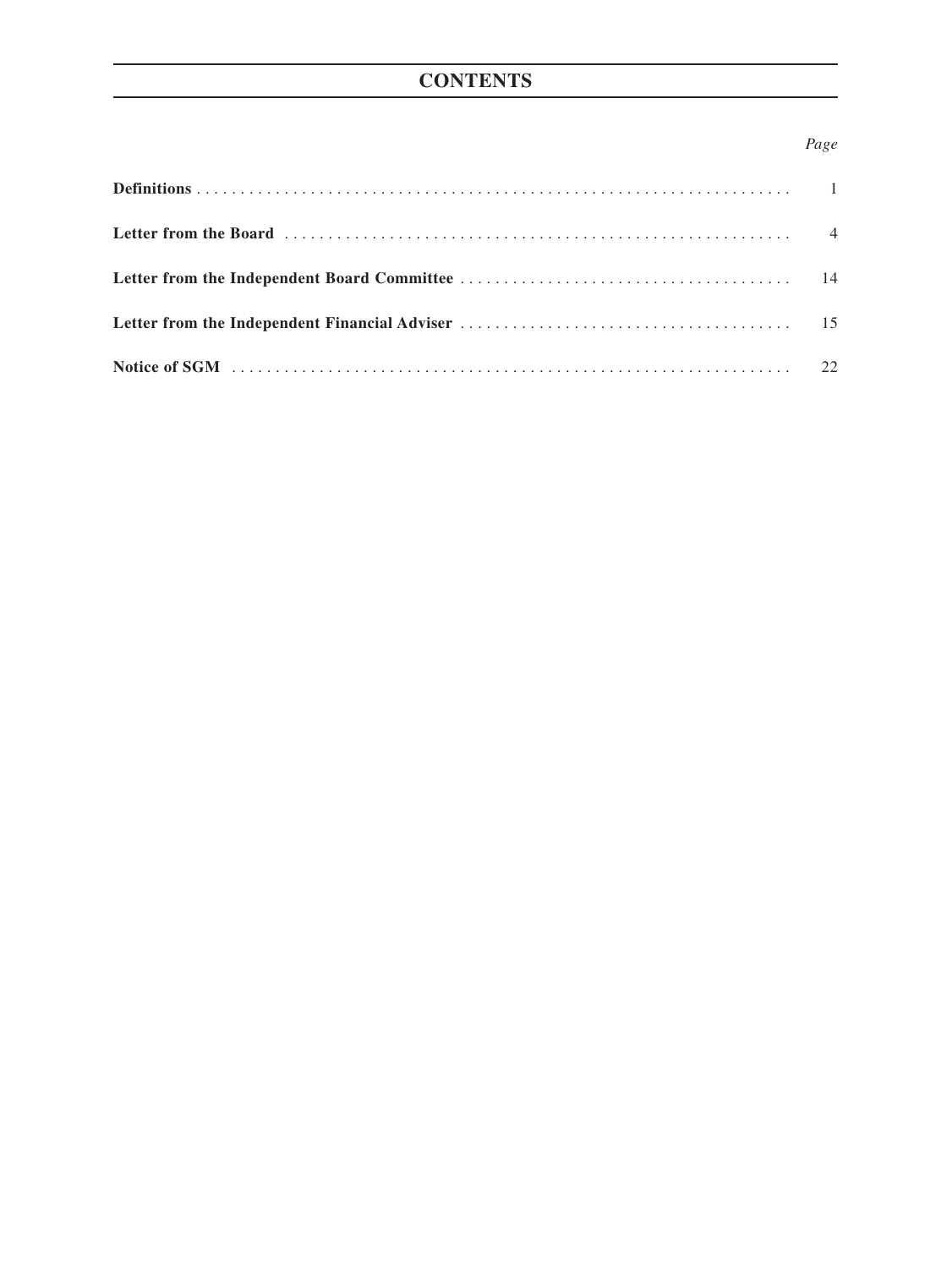# CONTENTS

| | *Page* |
|---|---|
| **Definitions** | 1 |
| **Letter from the Board** | 4 |
| **Letter from the Independent Board Committee** | 14 |
| **Letter from the Independent Financial Adviser** | 15 |
| **Notice of SGM** | 22 |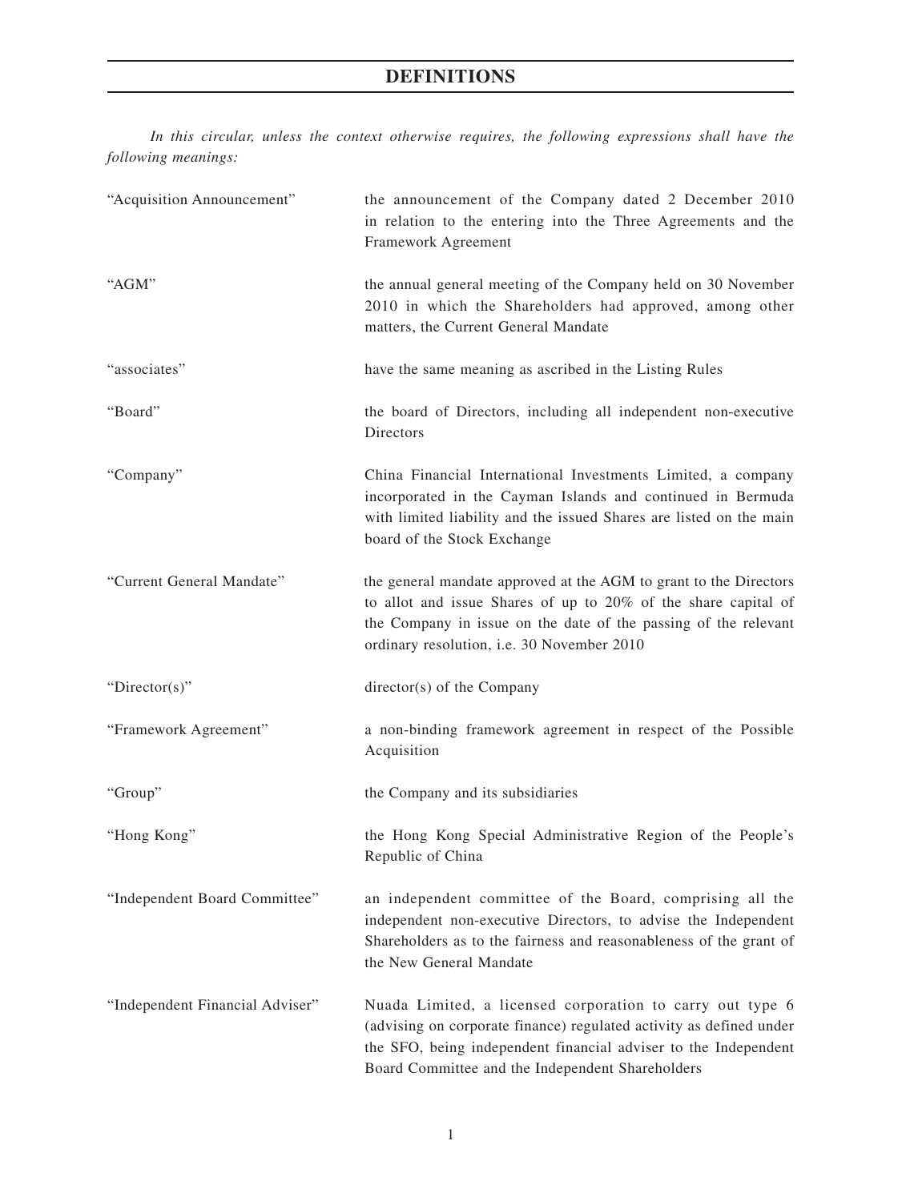# DEFINITIONS

*In this circular, unless the context otherwise requires, the following expressions shall have the following meanings:*

| | |
|---|---|
| "Acquisition Announcement" | the announcement of the Company dated 2 December 2010 in relation to the entering into the Three Agreements and the Framework Agreement |
| "AGM" | the annual general meeting of the Company held on 30 November 2010 in which the Shareholders had approved, among other matters, the Current General Mandate |
| "associates" | have the same meaning as ascribed in the Listing Rules |
| "Board" | the board of Directors, including all independent non-executive Directors |
| "Company" | China Financial International Investments Limited, a company incorporated in the Cayman Islands and continued in Bermuda with limited liability and the issued Shares are listed on the main board of the Stock Exchange |
| "Current General Mandate" | the general mandate approved at the AGM to grant to the Directors to allot and issue Shares of up to 20% of the share capital of the Company in issue on the date of the passing of the relevant ordinary resolution, i.e. 30 November 2010 |
| "Director(s)" | director(s) of the Company |
| "Framework Agreement" | a non-binding framework agreement in respect of the Possible Acquisition |
| "Group" | the Company and its subsidiaries |
| "Hong Kong" | the Hong Kong Special Administrative Region of the People's Republic of China |
| "Independent Board Committee" | an independent committee of the Board, comprising all the independent non-executive Directors, to advise the Independent Shareholders as to the fairness and reasonableness of the grant of the New General Mandate |
| "Independent Financial Adviser" | Nuada Limited, a licensed corporation to carry out type 6 (advising on corporate finance) regulated activity as defined under the SFO, being independent financial adviser to the Independent Board Committee and the Independent Shareholders |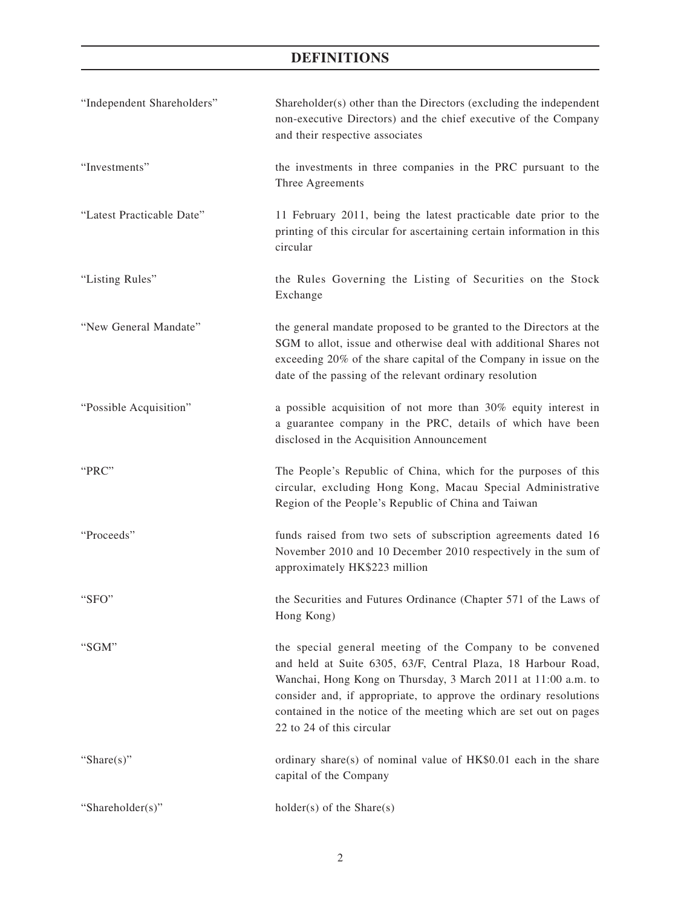# DEFINITIONS

| | |
|---|---|
| "Independent Shareholders" | Shareholder(s) other than the Directors (excluding the independent non-executive Directors) and the chief executive of the Company and their respective associates |
| "Investments" | the investments in three companies in the PRC pursuant to the Three Agreements |
| "Latest Practicable Date" | 11 February 2011, being the latest practicable date prior to the printing of this circular for ascertaining certain information in this circular |
| "Listing Rules" | the Rules Governing the Listing of Securities on the Stock Exchange |
| "New General Mandate" | the general mandate proposed to be granted to the Directors at the SGM to allot, issue and otherwise deal with additional Shares not exceeding 20% of the share capital of the Company in issue on the date of the passing of the relevant ordinary resolution |
| "Possible Acquisition" | a possible acquisition of not more than 30% equity interest in a guarantee company in the PRC, details of which have been disclosed in the Acquisition Announcement |
| "PRC" | The People's Republic of China, which for the purposes of this circular, excluding Hong Kong, Macau Special Administrative Region of the People's Republic of China and Taiwan |
| "Proceeds" | funds raised from two sets of subscription agreements dated 16 November 2010 and 10 December 2010 respectively in the sum of approximately HK$223 million |
| "SFO" | the Securities and Futures Ordinance (Chapter 571 of the Laws of Hong Kong) |
| "SGM" | the special general meeting of the Company to be convened and held at Suite 6305, 63/F, Central Plaza, 18 Harbour Road, Wanchai, Hong Kong on Thursday, 3 March 2011 at 11:00 a.m. to consider and, if appropriate, to approve the ordinary resolutions contained in the notice of the meeting which are set out on pages 22 to 24 of this circular |
| "Share(s)" | ordinary share(s) of nominal value of HK$0.01 each in the share capital of the Company |
| "Shareholder(s)" | holder(s) of the Share(s) |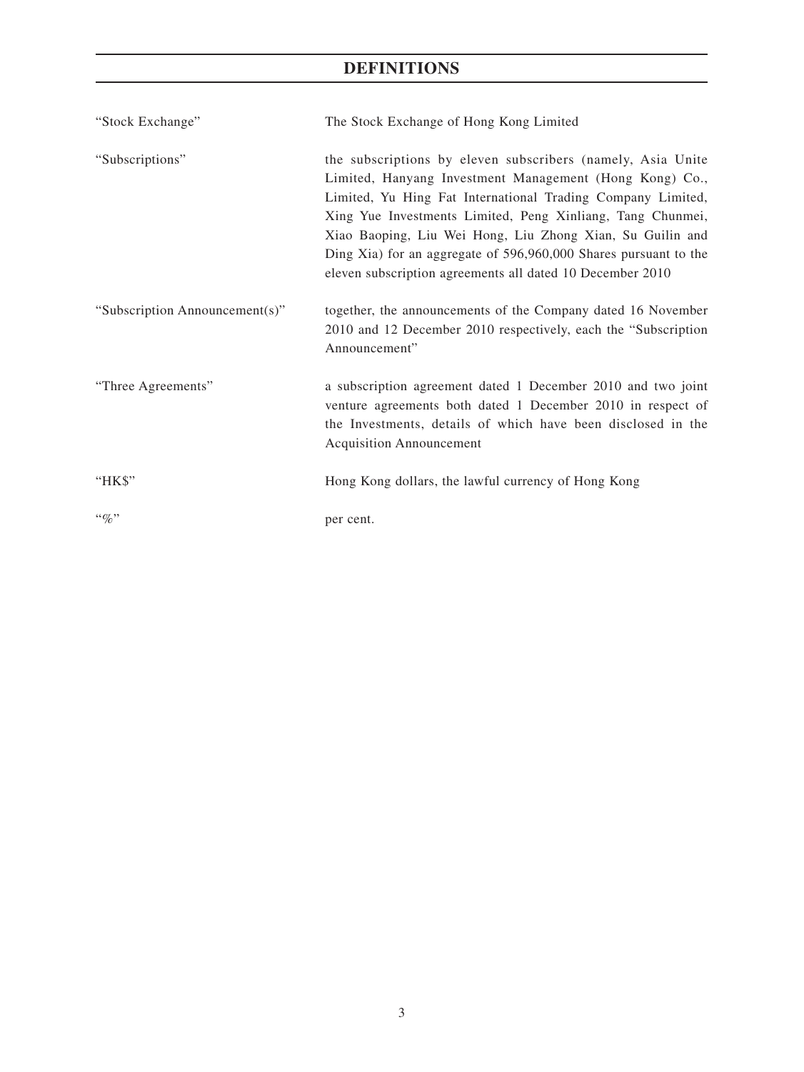# DEFINITIONS

| | |
|---|---|
| "Stock Exchange" | The Stock Exchange of Hong Kong Limited |
| "Subscriptions" | the subscriptions by eleven subscribers (namely, Asia Unite Limited, Hanyang Investment Management (Hong Kong) Co., Limited, Yu Hing Fat International Trading Company Limited, Xing Yue Investments Limited, Peng Xinliang, Tang Chunmei, Xiao Baoping, Liu Wei Hong, Liu Zhong Xian, Su Guilin and Ding Xia) for an aggregate of 596,960,000 Shares pursuant to the eleven subscription agreements all dated 10 December 2010 |
| "Subscription Announcement(s)" | together, the announcements of the Company dated 16 November 2010 and 12 December 2010 respectively, each the "Subscription Announcement" |
| "Three Agreements" | a subscription agreement dated 1 December 2010 and two joint venture agreements both dated 1 December 2010 in respect of the Investments, details of which have been disclosed in the Acquisition Announcement |
| "HK$" | Hong Kong dollars, the lawful currency of Hong Kong |
| "%" | per cent. |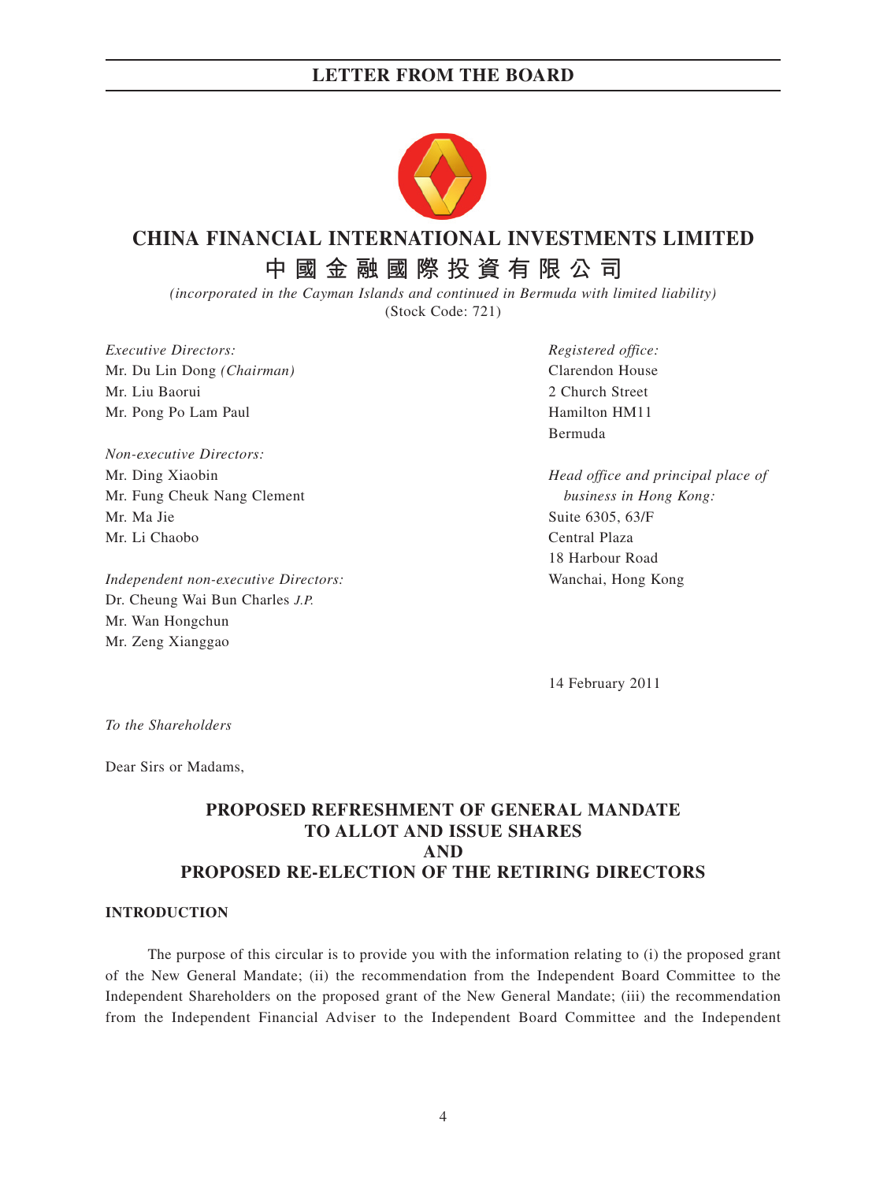# CHINA FINANCIAL INTERNATIONAL INVESTMENTS LIMITED

# 中國金融國際投資有限公司

*(incorporated in the Cayman Islands and continued in Bermuda with limited liability)*

(Stock Code: 721)

*Executive Directors:*
Mr. Du Lin Dong *(Chairman)*
Mr. Liu Baorui
Mr. Pong Po Lam Paul

*Non-executive Directors:*
Mr. Ding Xiaobin
Mr. Fung Cheuk Nang Clement
Mr. Ma Jie
Mr. Li Chaobo

*Independent non-executive Directors:*
Dr. Cheung Wai Bun Charles *J.P.*
Mr. Wan Hongchun
Mr. Zeng Xianggao

*Registered office:*
Clarendon House
2 Church Street
Hamilton HM11
Bermuda

*Head office and principal place of business in Hong Kong:*
Suite 6305, 63/F
Central Plaza
18 Harbour Road
Wanchai, Hong Kong

14 February 2011

*To the Shareholders*

Dear Sirs or Madams,

## PROPOSED REFRESHMENT OF GENERAL MANDATE TO ALLOT AND ISSUE SHARES AND PROPOSED RE-ELECTION OF THE RETIRING DIRECTORS

### INTRODUCTION

The purpose of this circular is to provide you with the information relating to (i) the proposed grant of the New General Mandate; (ii) the recommendation from the Independent Board Committee to the Independent Shareholders on the proposed grant of the New General Mandate; (iii) the recommendation from the Independent Financial Adviser to the Independent Board Committee and the Independent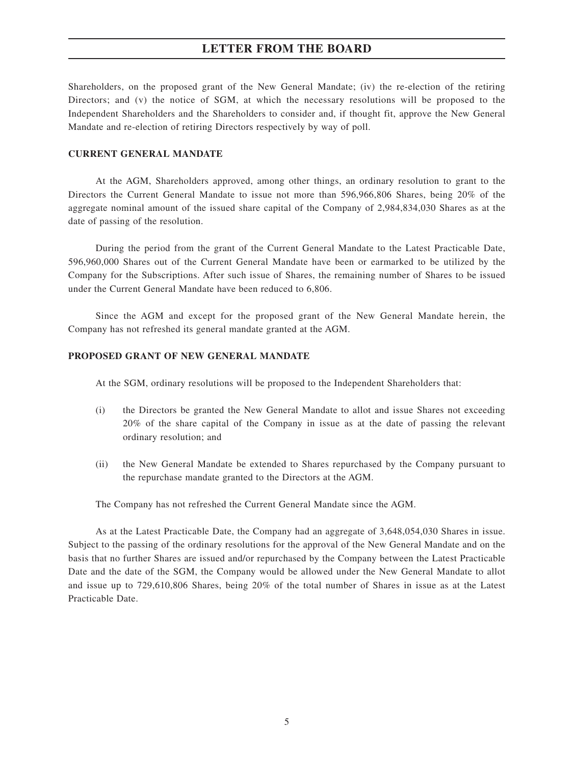Shareholders, on the proposed grant of the New General Mandate; (iv) the re-election of the retiring Directors; and (v) the notice of SGM, at which the necessary resolutions will be proposed to the Independent Shareholders and the Shareholders to consider and, if thought fit, approve the New General Mandate and re-election of retiring Directors respectively by way of poll.

**CURRENT GENERAL MANDATE**

At the AGM, Shareholders approved, among other things, an ordinary resolution to grant to the Directors the Current General Mandate to issue not more than 596,966,806 Shares, being 20% of the aggregate nominal amount of the issued share capital of the Company of 2,984,834,030 Shares as at the date of passing of the resolution.

During the period from the grant of the Current General Mandate to the Latest Practicable Date, 596,960,000 Shares out of the Current General Mandate have been or earmarked to be utilized by the Company for the Subscriptions. After such issue of Shares, the remaining number of Shares to be issued under the Current General Mandate have been reduced to 6,806.

Since the AGM and except for the proposed grant of the New General Mandate herein, the Company has not refreshed its general mandate granted at the AGM.

**PROPOSED GRANT OF NEW GENERAL MANDATE**

At the SGM, ordinary resolutions will be proposed to the Independent Shareholders that:

(i) the Directors be granted the New General Mandate to allot and issue Shares not exceeding 20% of the share capital of the Company in issue as at the date of passing the relevant ordinary resolution; and

(ii) the New General Mandate be extended to Shares repurchased by the Company pursuant to the repurchase mandate granted to the Directors at the AGM.

The Company has not refreshed the Current General Mandate since the AGM.

As at the Latest Practicable Date, the Company had an aggregate of 3,648,054,030 Shares in issue. Subject to the passing of the ordinary resolutions for the approval of the New General Mandate and on the basis that no further Shares are issued and/or repurchased by the Company between the Latest Practicable Date and the date of the SGM, the Company would be allowed under the New General Mandate to allot and issue up to 729,610,806 Shares, being 20% of the total number of Shares in issue as at the Latest Practicable Date.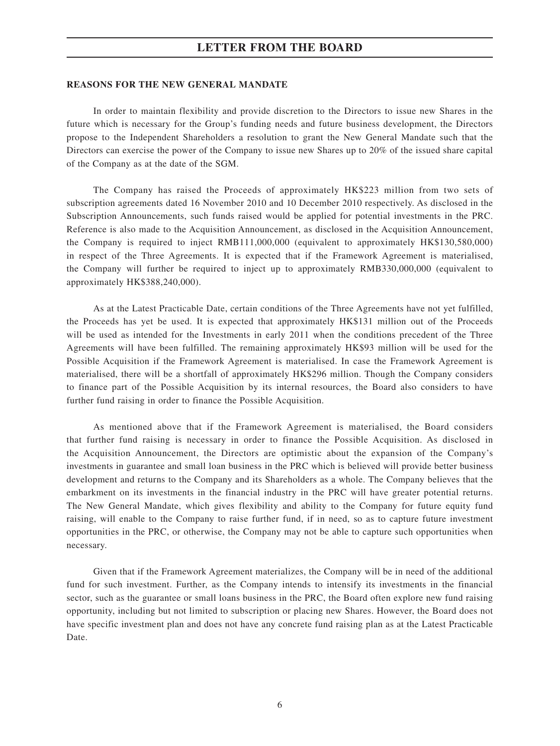**REASONS FOR THE NEW GENERAL MANDATE**

In order to maintain flexibility and provide discretion to the Directors to issue new Shares in the future which is necessary for the Group's funding needs and future business development, the Directors propose to the Independent Shareholders a resolution to grant the New General Mandate such that the Directors can exercise the power of the Company to issue new Shares up to 20% of the issued share capital of the Company as at the date of the SGM.

The Company has raised the Proceeds of approximately HK$223 million from two sets of subscription agreements dated 16 November 2010 and 10 December 2010 respectively. As disclosed in the Subscription Announcements, such funds raised would be applied for potential investments in the PRC. Reference is also made to the Acquisition Announcement, as disclosed in the Acquisition Announcement, the Company is required to inject RMB111,000,000 (equivalent to approximately HK$130,580,000) in respect of the Three Agreements. It is expected that if the Framework Agreement is materialised, the Company will further be required to inject up to approximately RMB330,000,000 (equivalent to approximately HK$388,240,000).

As at the Latest Practicable Date, certain conditions of the Three Agreements have not yet fulfilled, the Proceeds has yet be used. It is expected that approximately HK$131 million out of the Proceeds will be used as intended for the Investments in early 2011 when the conditions precedent of the Three Agreements will have been fulfilled. The remaining approximately HK$93 million will be used for the Possible Acquisition if the Framework Agreement is materialised. In case the Framework Agreement is materialised, there will be a shortfall of approximately HK$296 million. Though the Company considers to finance part of the Possible Acquisition by its internal resources, the Board also considers to have further fund raising in order to finance the Possible Acquisition.

As mentioned above that if the Framework Agreement is materialised, the Board considers that further fund raising is necessary in order to finance the Possible Acquisition. As disclosed in the Acquisition Announcement, the Directors are optimistic about the expansion of the Company's investments in guarantee and small loan business in the PRC which is believed will provide better business development and returns to the Company and its Shareholders as a whole. The Company believes that the embarkment on its investments in the financial industry in the PRC will have greater potential returns. The New General Mandate, which gives flexibility and ability to the Company for future equity fund raising, will enable to the Company to raise further fund, if in need, so as to capture future investment opportunities in the PRC, or otherwise, the Company may not be able to capture such opportunities when necessary.

Given that if the Framework Agreement materializes, the Company will be in need of the additional fund for such investment. Further, as the Company intends to intensify its investments in the financial sector, such as the guarantee or small loans business in the PRC, the Board often explore new fund raising opportunity, including but not limited to subscription or placing new Shares. However, the Board does not have specific investment plan and does not have any concrete fund raising plan as at the Latest Practicable Date.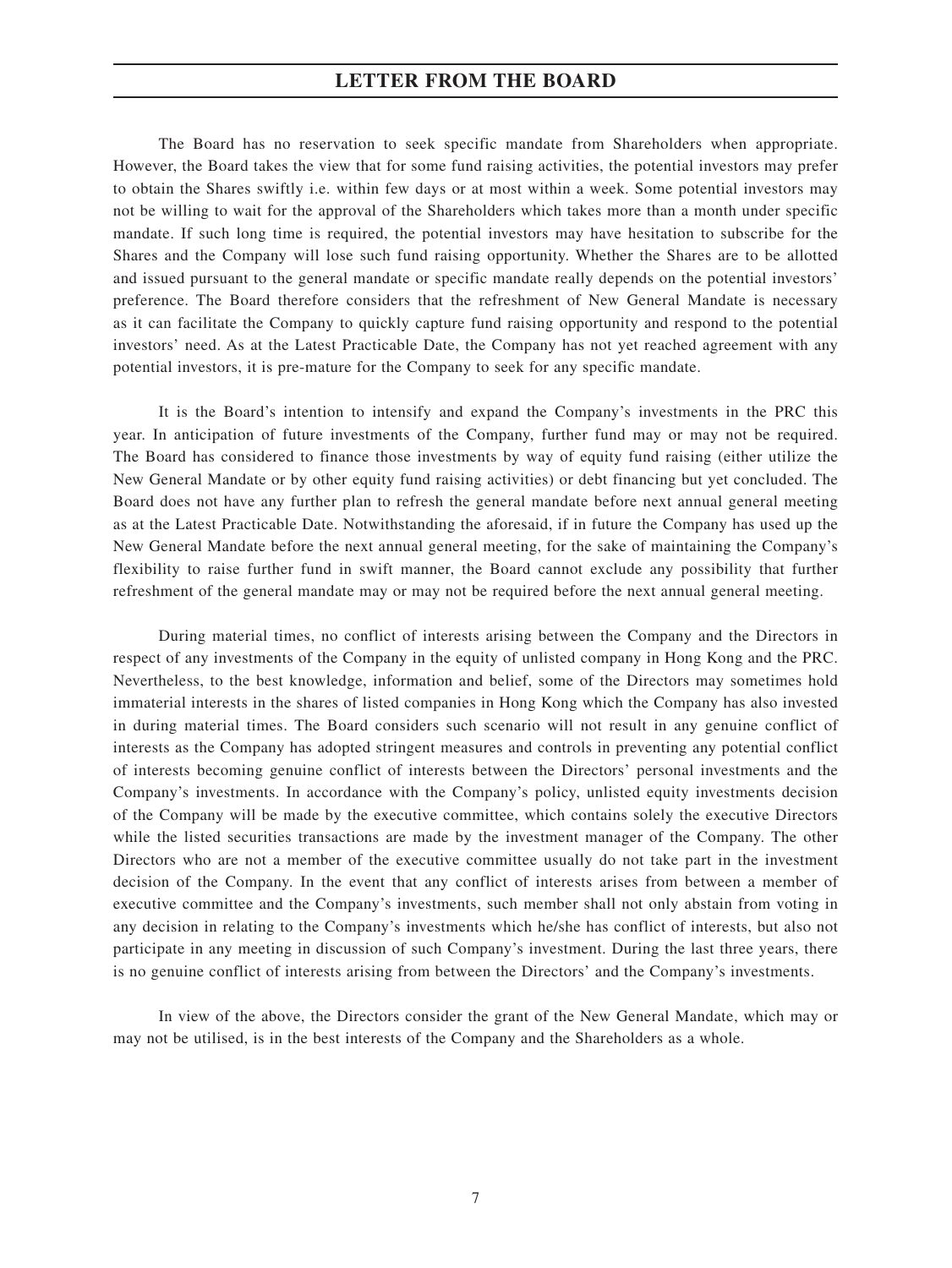The Board has no reservation to seek specific mandate from Shareholders when appropriate. However, the Board takes the view that for some fund raising activities, the potential investors may prefer to obtain the Shares swiftly i.e. within few days or at most within a week. Some potential investors may not be willing to wait for the approval of the Shareholders which takes more than a month under specific mandate. If such long time is required, the potential investors may have hesitation to subscribe for the Shares and the Company will lose such fund raising opportunity. Whether the Shares are to be allotted and issued pursuant to the general mandate or specific mandate really depends on the potential investors' preference. The Board therefore considers that the refreshment of New General Mandate is necessary as it can facilitate the Company to quickly capture fund raising opportunity and respond to the potential investors' need. As at the Latest Practicable Date, the Company has not yet reached agreement with any potential investors, it is pre-mature for the Company to seek for any specific mandate.

It is the Board's intention to intensify and expand the Company's investments in the PRC this year. In anticipation of future investments of the Company, further fund may or may not be required. The Board has considered to finance those investments by way of equity fund raising (either utilize the New General Mandate or by other equity fund raising activities) or debt financing but yet concluded. The Board does not have any further plan to refresh the general mandate before next annual general meeting as at the Latest Practicable Date. Notwithstanding the aforesaid, if in future the Company has used up the New General Mandate before the next annual general meeting, for the sake of maintaining the Company's flexibility to raise further fund in swift manner, the Board cannot exclude any possibility that further refreshment of the general mandate may or may not be required before the next annual general meeting.

During material times, no conflict of interests arising between the Company and the Directors in respect of any investments of the Company in the equity of unlisted company in Hong Kong and the PRC. Nevertheless, to the best knowledge, information and belief, some of the Directors may sometimes hold immaterial interests in the shares of listed companies in Hong Kong which the Company has also invested in during material times. The Board considers such scenario will not result in any genuine conflict of interests as the Company has adopted stringent measures and controls in preventing any potential conflict of interests becoming genuine conflict of interests between the Directors' personal investments and the Company's investments. In accordance with the Company's policy, unlisted equity investments decision of the Company will be made by the executive committee, which contains solely the executive Directors while the listed securities transactions are made by the investment manager of the Company. The other Directors who are not a member of the executive committee usually do not take part in the investment decision of the Company. In the event that any conflict of interests arises from between a member of executive committee and the Company's investments, such member shall not only abstain from voting in any decision in relating to the Company's investments which he/she has conflict of interests, but also not participate in any meeting in discussion of such Company's investment. During the last three years, there is no genuine conflict of interests arising from between the Directors' and the Company's investments.

In view of the above, the Directors consider the grant of the New General Mandate, which may or may not be utilised, is in the best interests of the Company and the Shareholders as a whole.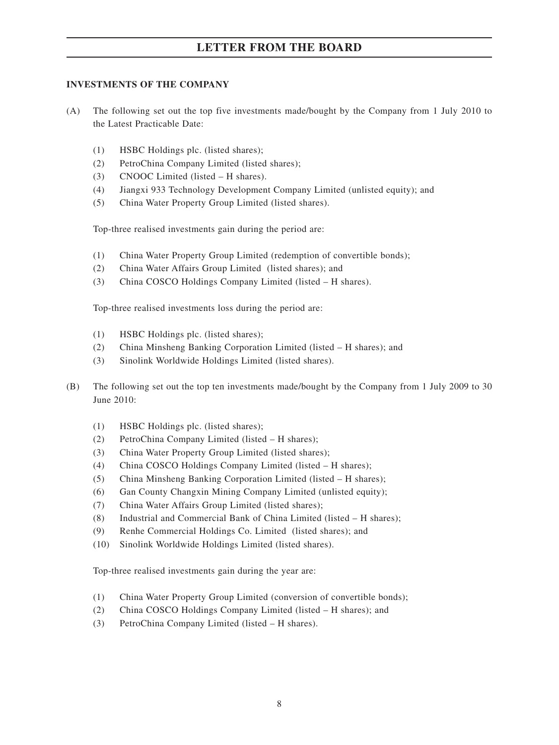# LETTER FROM THE BOARD

## INVESTMENTS OF THE COMPANY

(A) The following set out the top five investments made/bought by the Company from 1 July 2010 to the Latest Practicable Date:

(1) HSBC Holdings plc. (listed shares);
(2) PetroChina Company Limited (listed shares);
(3) CNOOC Limited (listed – H shares).
(4) Jiangxi 933 Technology Development Company Limited (unlisted equity); and
(5) China Water Property Group Limited (listed shares).

Top-three realised investments gain during the period are:

(1) China Water Property Group Limited (redemption of convertible bonds);
(2) China Water Affairs Group Limited (listed shares); and
(3) China COSCO Holdings Company Limited (listed – H shares).

Top-three realised investments loss during the period are:

(1) HSBC Holdings plc. (listed shares);
(2) China Minsheng Banking Corporation Limited (listed – H shares); and
(3) Sinolink Worldwide Holdings Limited (listed shares).

(B) The following set out the top ten investments made/bought by the Company from 1 July 2009 to 30 June 2010:

(1) HSBC Holdings plc. (listed shares);
(2) PetroChina Company Limited (listed – H shares);
(3) China Water Property Group Limited (listed shares);
(4) China COSCO Holdings Company Limited (listed – H shares);
(5) China Minsheng Banking Corporation Limited (listed – H shares);
(6) Gan County Changxin Mining Company Limited (unlisted equity);
(7) China Water Affairs Group Limited (listed shares);
(8) Industrial and Commercial Bank of China Limited (listed – H shares);
(9) Renhe Commercial Holdings Co. Limited (listed shares); and
(10) Sinolink Worldwide Holdings Limited (listed shares).

Top-three realised investments gain during the year are:

(1) China Water Property Group Limited (conversion of convertible bonds);
(2) China COSCO Holdings Company Limited (listed – H shares); and
(3) PetroChina Company Limited (listed – H shares).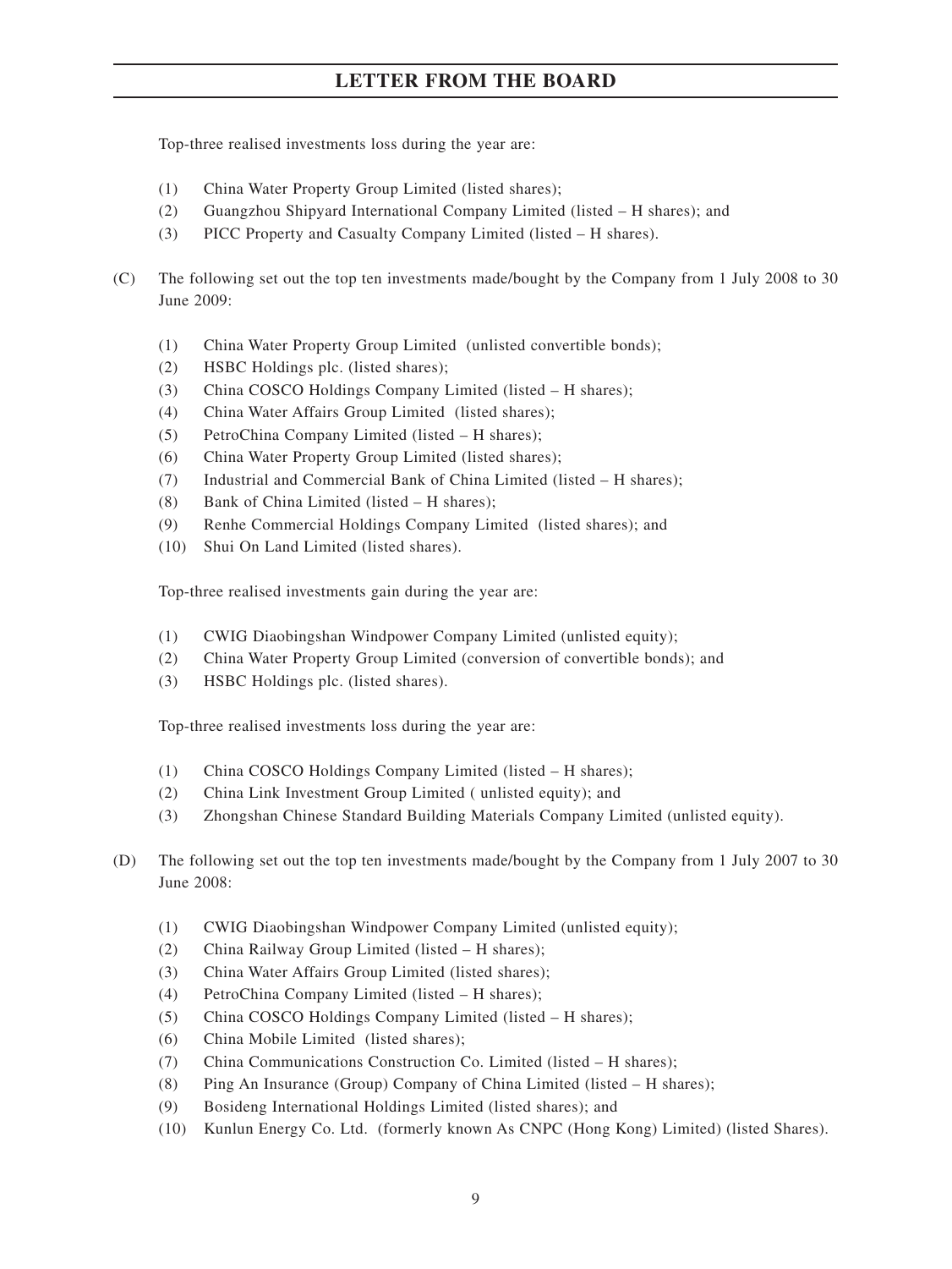Top-three realised investments loss during the year are:

(1) China Water Property Group Limited (listed shares);
(2) Guangzhou Shipyard International Company Limited (listed – H shares); and
(3) PICC Property and Casualty Company Limited (listed – H shares).

(C) The following set out the top ten investments made/bought by the Company from 1 July 2008 to 30 June 2009:

(1) China Water Property Group Limited (unlisted convertible bonds);
(2) HSBC Holdings plc. (listed shares);
(3) China COSCO Holdings Company Limited (listed – H shares);
(4) China Water Affairs Group Limited (listed shares);
(5) PetroChina Company Limited (listed – H shares);
(6) China Water Property Group Limited (listed shares);
(7) Industrial and Commercial Bank of China Limited (listed – H shares);
(8) Bank of China Limited (listed – H shares);
(9) Renhe Commercial Holdings Company Limited (listed shares); and
(10) Shui On Land Limited (listed shares).

Top-three realised investments gain during the year are:

(1) CWIG Diaobingshan Windpower Company Limited (unlisted equity);
(2) China Water Property Group Limited (conversion of convertible bonds); and
(3) HSBC Holdings plc. (listed shares).

Top-three realised investments loss during the year are:

(1) China COSCO Holdings Company Limited (listed – H shares);
(2) China Link Investment Group Limited ( unlisted equity); and
(3) Zhongshan Chinese Standard Building Materials Company Limited (unlisted equity).

(D) The following set out the top ten investments made/bought by the Company from 1 July 2007 to 30 June 2008:

(1) CWIG Diaobingshan Windpower Company Limited (unlisted equity);
(2) China Railway Group Limited (listed – H shares);
(3) China Water Affairs Group Limited (listed shares);
(4) PetroChina Company Limited (listed – H shares);
(5) China COSCO Holdings Company Limited (listed – H shares);
(6) China Mobile Limited (listed shares);
(7) China Communications Construction Co. Limited (listed – H shares);
(8) Ping An Insurance (Group) Company of China Limited (listed – H shares);
(9) Bosideng International Holdings Limited (listed shares); and
(10) Kunlun Energy Co. Ltd. (formerly known As CNPC (Hong Kong) Limited) (listed Shares).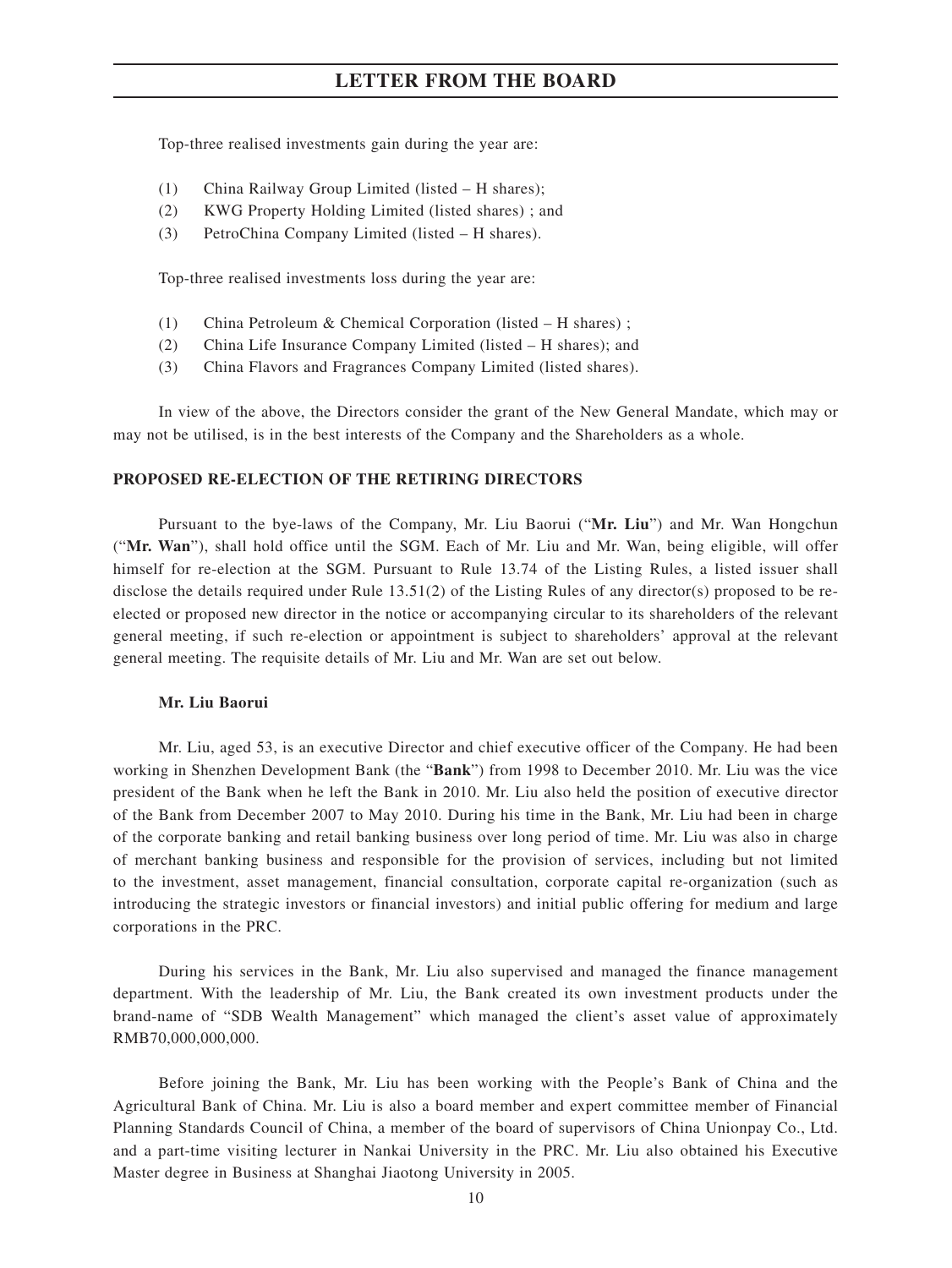Top-three realised investments gain during the year are:

(1) China Railway Group Limited (listed – H shares);
(2) KWG Property Holding Limited (listed shares) ; and
(3) PetroChina Company Limited (listed – H shares).

Top-three realised investments loss during the year are:

(1) China Petroleum & Chemical Corporation (listed – H shares) ;
(2) China Life Insurance Company Limited (listed – H shares); and
(3) China Flavors and Fragrances Company Limited (listed shares).

In view of the above, the Directors consider the grant of the New General Mandate, which may or may not be utilised, is in the best interests of the Company and the Shareholders as a whole.

**PROPOSED RE-ELECTION OF THE RETIRING DIRECTORS**

Pursuant to the bye-laws of the Company, Mr. Liu Baorui ("**Mr. Liu**") and Mr. Wan Hongchun ("**Mr. Wan**"), shall hold office until the SGM. Each of Mr. Liu and Mr. Wan, being eligible, will offer himself for re-election at the SGM. Pursuant to Rule 13.74 of the Listing Rules, a listed issuer shall disclose the details required under Rule 13.51(2) of the Listing Rules of any director(s) proposed to be re-elected or proposed new director in the notice or accompanying circular to its shareholders of the relevant general meeting, if such re-election or appointment is subject to shareholders' approval at the relevant general meeting. The requisite details of Mr. Liu and Mr. Wan are set out below.

**Mr. Liu Baorui**

Mr. Liu, aged 53, is an executive Director and chief executive officer of the Company. He had been working in Shenzhen Development Bank (the "**Bank**") from 1998 to December 2010. Mr. Liu was the vice president of the Bank when he left the Bank in 2010. Mr. Liu also held the position of executive director of the Bank from December 2007 to May 2010. During his time in the Bank, Mr. Liu had been in charge of the corporate banking and retail banking business over long period of time. Mr. Liu was also in charge of merchant banking business and responsible for the provision of services, including but not limited to the investment, asset management, financial consultation, corporate capital re-organization (such as introducing the strategic investors or financial investors) and initial public offering for medium and large corporations in the PRC.

During his services in the Bank, Mr. Liu also supervised and managed the finance management department. With the leadership of Mr. Liu, the Bank created its own investment products under the brand-name of "SDB Wealth Management" which managed the client's asset value of approximately RMB70,000,000,000.

Before joining the Bank, Mr. Liu has been working with the People's Bank of China and the Agricultural Bank of China. Mr. Liu is also a board member and expert committee member of Financial Planning Standards Council of China, a member of the board of supervisors of China Unionpay Co., Ltd. and a part-time visiting lecturer in Nankai University in the PRC. Mr. Liu also obtained his Executive Master degree in Business at Shanghai Jiaotong University in 2005.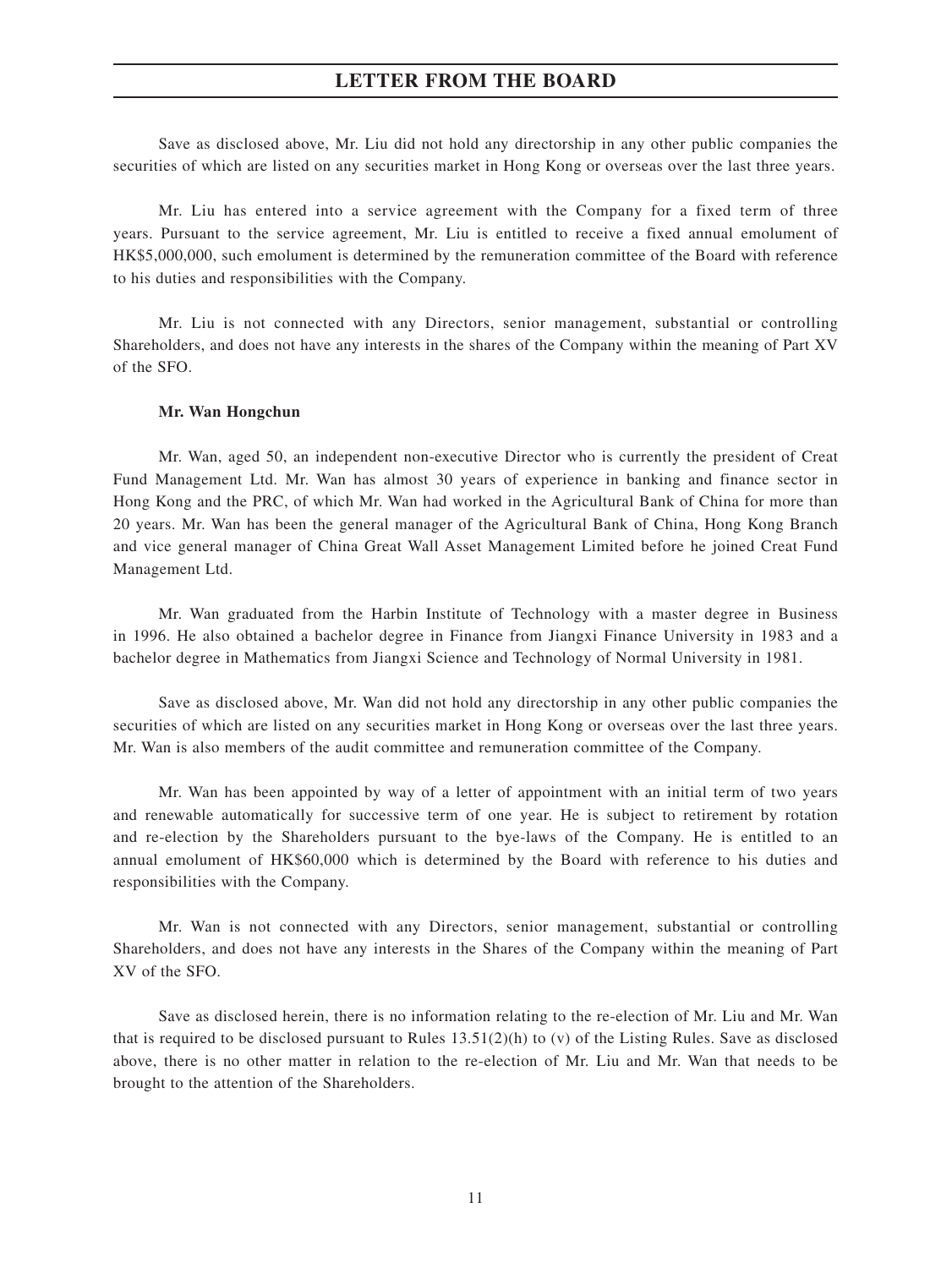Save as disclosed above, Mr. Liu did not hold any directorship in any other public companies the securities of which are listed on any securities market in Hong Kong or overseas over the last three years.

Mr. Liu has entered into a service agreement with the Company for a fixed term of three years. Pursuant to the service agreement, Mr. Liu is entitled to receive a fixed annual emolument of HK$5,000,000, such emolument is determined by the remuneration committee of the Board with reference to his duties and responsibilities with the Company.

Mr. Liu is not connected with any Directors, senior management, substantial or controlling Shareholders, and does not have any interests in the shares of the Company within the meaning of Part XV of the SFO.

**Mr. Wan Hongchun**

Mr. Wan, aged 50, an independent non-executive Director who is currently the president of Creat Fund Management Ltd. Mr. Wan has almost 30 years of experience in banking and finance sector in Hong Kong and the PRC, of which Mr. Wan had worked in the Agricultural Bank of China for more than 20 years. Mr. Wan has been the general manager of the Agricultural Bank of China, Hong Kong Branch and vice general manager of China Great Wall Asset Management Limited before he joined Creat Fund Management Ltd.

Mr. Wan graduated from the Harbin Institute of Technology with a master degree in Business in 1996. He also obtained a bachelor degree in Finance from Jiangxi Finance University in 1983 and a bachelor degree in Mathematics from Jiangxi Science and Technology of Normal University in 1981.

Save as disclosed above, Mr. Wan did not hold any directorship in any other public companies the securities of which are listed on any securities market in Hong Kong or overseas over the last three years. Mr. Wan is also members of the audit committee and remuneration committee of the Company.

Mr. Wan has been appointed by way of a letter of appointment with an initial term of two years and renewable automatically for successive term of one year. He is subject to retirement by rotation and re-election by the Shareholders pursuant to the bye-laws of the Company. He is entitled to an annual emolument of HK$60,000 which is determined by the Board with reference to his duties and responsibilities with the Company.

Mr. Wan is not connected with any Directors, senior management, substantial or controlling Shareholders, and does not have any interests in the Shares of the Company within the meaning of Part XV of the SFO.

Save as disclosed herein, there is no information relating to the re-election of Mr. Liu and Mr. Wan that is required to be disclosed pursuant to Rules 13.51(2)(h) to (v) of the Listing Rules. Save as disclosed above, there is no other matter in relation to the re-election of Mr. Liu and Mr. Wan that needs to be brought to the attention of the Shareholders.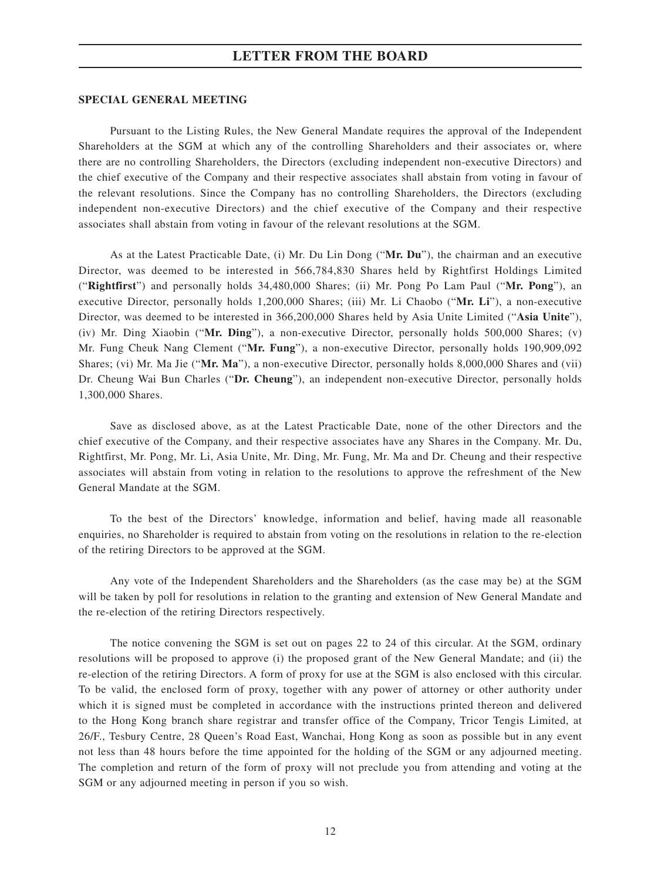## SPECIAL GENERAL MEETING

Pursuant to the Listing Rules, the New General Mandate requires the approval of the Independent Shareholders at the SGM at which any of the controlling Shareholders and their associates or, where there are no controlling Shareholders, the Directors (excluding independent non-executive Directors) and the chief executive of the Company and their respective associates shall abstain from voting in favour of the relevant resolutions. Since the Company has no controlling Shareholders, the Directors (excluding independent non-executive Directors) and the chief executive of the Company and their respective associates shall abstain from voting in favour of the relevant resolutions at the SGM.

As at the Latest Practicable Date, (i) Mr. Du Lin Dong ("**Mr. Du**"), the chairman and an executive Director, was deemed to be interested in 566,784,830 Shares held by Rightfirst Holdings Limited ("**Rightfirst**") and personally holds 34,480,000 Shares; (ii) Mr. Pong Po Lam Paul ("**Mr. Pong**"), an executive Director, personally holds 1,200,000 Shares; (iii) Mr. Li Chaobo ("**Mr. Li**"), a non-executive Director, was deemed to be interested in 366,200,000 Shares held by Asia Unite Limited ("**Asia Unite**"), (iv) Mr. Ding Xiaobin ("**Mr. Ding**"), a non-executive Director, personally holds 500,000 Shares; (v) Mr. Fung Cheuk Nang Clement ("**Mr. Fung**"), a non-executive Director, personally holds 190,909,092 Shares; (vi) Mr. Ma Jie ("**Mr. Ma**"), a non-executive Director, personally holds 8,000,000 Shares and (vii) Dr. Cheung Wai Bun Charles ("**Dr. Cheung**"), an independent non-executive Director, personally holds 1,300,000 Shares.

Save as disclosed above, as at the Latest Practicable Date, none of the other Directors and the chief executive of the Company, and their respective associates have any Shares in the Company. Mr. Du, Rightfirst, Mr. Pong, Mr. Li, Asia Unite, Mr. Ding, Mr. Fung, Mr. Ma and Dr. Cheung and their respective associates will abstain from voting in relation to the resolutions to approve the refreshment of the New General Mandate at the SGM.

To the best of the Directors' knowledge, information and belief, having made all reasonable enquiries, no Shareholder is required to abstain from voting on the resolutions in relation to the re-election of the retiring Directors to be approved at the SGM.

Any vote of the Independent Shareholders and the Shareholders (as the case may be) at the SGM will be taken by poll for resolutions in relation to the granting and extension of New General Mandate and the re-election of the retiring Directors respectively.

The notice convening the SGM is set out on pages 22 to 24 of this circular. At the SGM, ordinary resolutions will be proposed to approve (i) the proposed grant of the New General Mandate; and (ii) the re-election of the retiring Directors. A form of proxy for use at the SGM is also enclosed with this circular. To be valid, the enclosed form of proxy, together with any power of attorney or other authority under which it is signed must be completed in accordance with the instructions printed thereon and delivered to the Hong Kong branch share registrar and transfer office of the Company, Tricor Tengis Limited, at 26/F., Tesbury Centre, 28 Queen's Road East, Wanchai, Hong Kong as soon as possible but in any event not less than 48 hours before the time appointed for the holding of the SGM or any adjourned meeting. The completion and return of the form of proxy will not preclude you from attending and voting at the SGM or any adjourned meeting in person if you so wish.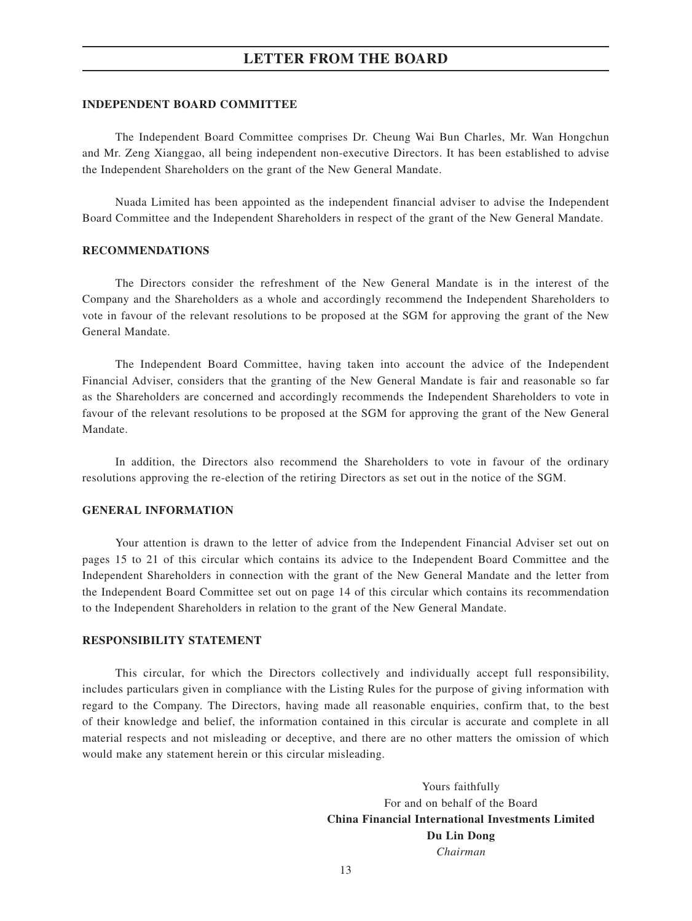# LETTER FROM THE BOARD

## INDEPENDENT BOARD COMMITTEE

The Independent Board Committee comprises Dr. Cheung Wai Bun Charles, Mr. Wan Hongchun and Mr. Zeng Xianggao, all being independent non-executive Directors. It has been established to advise the Independent Shareholders on the grant of the New General Mandate.

Nuada Limited has been appointed as the independent financial adviser to advise the Independent Board Committee and the Independent Shareholders in respect of the grant of the New General Mandate.

## RECOMMENDATIONS

The Directors consider the refreshment of the New General Mandate is in the interest of the Company and the Shareholders as a whole and accordingly recommend the Independent Shareholders to vote in favour of the relevant resolutions to be proposed at the SGM for approving the grant of the New General Mandate.

The Independent Board Committee, having taken into account the advice of the Independent Financial Adviser, considers that the granting of the New General Mandate is fair and reasonable so far as the Shareholders are concerned and accordingly recommends the Independent Shareholders to vote in favour of the relevant resolutions to be proposed at the SGM for approving the grant of the New General Mandate.

In addition, the Directors also recommend the Shareholders to vote in favour of the ordinary resolutions approving the re-election of the retiring Directors as set out in the notice of the SGM.

## GENERAL INFORMATION

Your attention is drawn to the letter of advice from the Independent Financial Adviser set out on pages 15 to 21 of this circular which contains its advice to the Independent Board Committee and the Independent Shareholders in connection with the grant of the New General Mandate and the letter from the Independent Board Committee set out on page 14 of this circular which contains its recommendation to the Independent Shareholders in relation to the grant of the New General Mandate.

## RESPONSIBILITY STATEMENT

This circular, for which the Directors collectively and individually accept full responsibility, includes particulars given in compliance with the Listing Rules for the purpose of giving information with regard to the Company. The Directors, having made all reasonable enquiries, confirm that, to the best of their knowledge and belief, the information contained in this circular is accurate and complete in all material respects and not misleading or deceptive, and there are no other matters the omission of which would make any statement herein or this circular misleading.

Yours faithfully
For and on behalf of the Board
**China Financial International Investments Limited**
**Du Lin Dong**
*Chairman*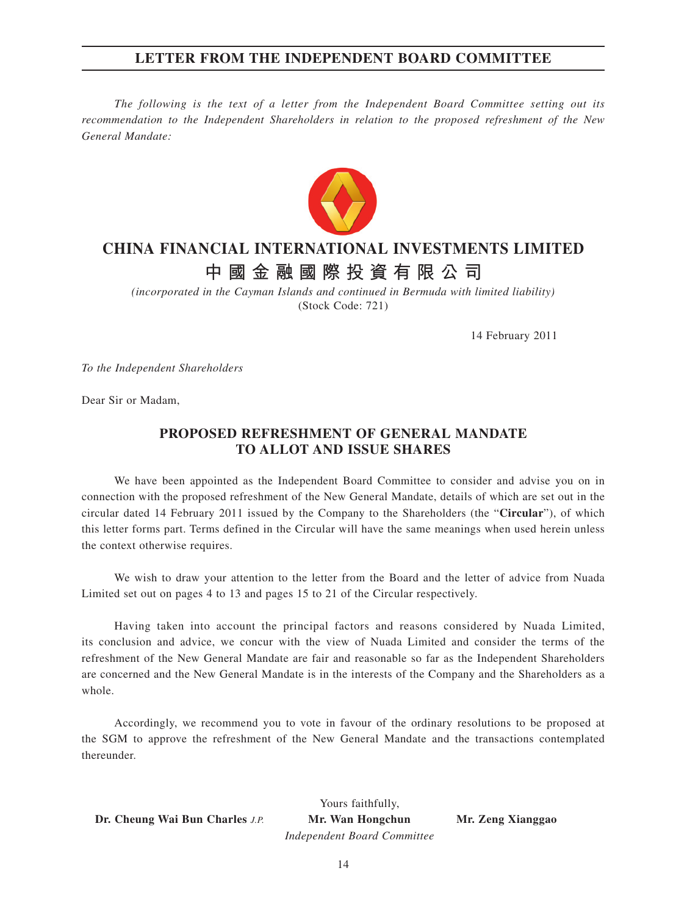# LETTER FROM THE INDEPENDENT BOARD COMMITTEE

*The following is the text of a letter from the Independent Board Committee setting out its recommendation to the Independent Shareholders in relation to the proposed refreshment of the New General Mandate:*

# CHINA FINANCIAL INTERNATIONAL INVESTMENTS LIMITED

# 中國金融國際投資有限公司

*(incorporated in the Cayman Islands and continued in Bermuda with limited liability)*
(Stock Code: 721)

14 February 2011

*To the Independent Shareholders*

Dear Sir or Madam,

## PROPOSED REFRESHMENT OF GENERAL MANDATE TO ALLOT AND ISSUE SHARES

We have been appointed as the Independent Board Committee to consider and advise you on in connection with the proposed refreshment of the New General Mandate, details of which are set out in the circular dated 14 February 2011 issued by the Company to the Shareholders (the "**Circular**"), of which this letter forms part. Terms defined in the Circular will have the same meanings when used herein unless the context otherwise requires.

We wish to draw your attention to the letter from the Board and the letter of advice from Nuada Limited set out on pages 4 to 13 and pages 15 to 21 of the Circular respectively.

Having taken into account the principal factors and reasons considered by Nuada Limited, its conclusion and advice, we concur with the view of Nuada Limited and consider the terms of the refreshment of the New General Mandate are fair and reasonable so far as the Independent Shareholders are concerned and the New General Mandate is in the interests of the Company and the Shareholders as a whole.

Accordingly, we recommend you to vote in favour of the ordinary resolutions to be proposed at the SGM to approve the refreshment of the New General Mandate and the transactions contemplated thereunder.

Yours faithfully,

**Dr. Cheung Wai Bun Charles** *J.P.* **Mr. Wan Hongchun** **Mr. Zeng Xianggao**

*Independent Board Committee*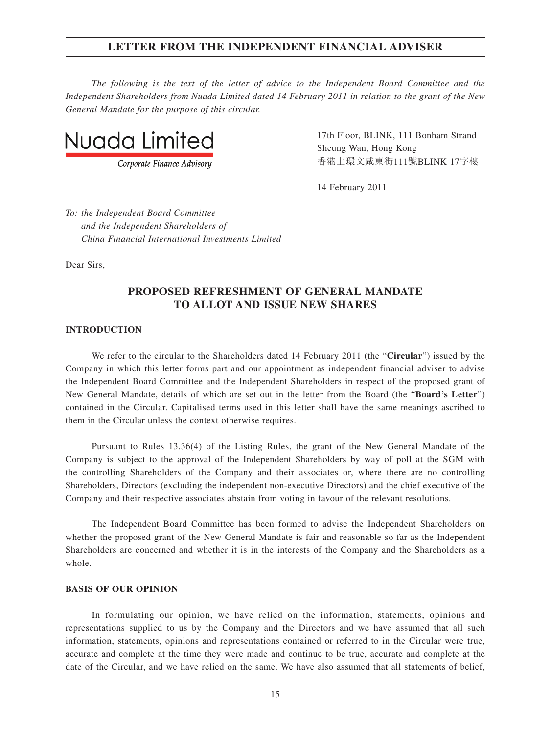# LETTER FROM THE INDEPENDENT FINANCIAL ADVISER

*The following is the text of the letter of advice to the Independent Board Committee and the Independent Shareholders from Nuada Limited dated 14 February 2011 in relation to the grant of the New General Mandate for the purpose of this circular.*

Nuada Limited
*Corporate Finance Advisory*

17th Floor, BLINK, 111 Bonham Strand
Sheung Wan, Hong Kong
香港上環文咸東街111號BLINK 17字樓

14 February 2011

*To: the Independent Board Committee*
*and the Independent Shareholders of*
*China Financial International Investments Limited*

Dear Sirs,

## PROPOSED REFRESHMENT OF GENERAL MANDATE TO ALLOT AND ISSUE NEW SHARES

### INTRODUCTION

We refer to the circular to the Shareholders dated 14 February 2011 (the "**Circular**") issued by the Company in which this letter forms part and our appointment as independent financial adviser to advise the Independent Board Committee and the Independent Shareholders in respect of the proposed grant of New General Mandate, details of which are set out in the letter from the Board (the "**Board's Letter**") contained in the Circular. Capitalised terms used in this letter shall have the same meanings ascribed to them in the Circular unless the context otherwise requires.

Pursuant to Rules 13.36(4) of the Listing Rules, the grant of the New General Mandate of the Company is subject to the approval of the Independent Shareholders by way of poll at the SGM with the controlling Shareholders of the Company and their associates or, where there are no controlling Shareholders, Directors (excluding the independent non-executive Directors) and the chief executive of the Company and their respective associates abstain from voting in favour of the relevant resolutions.

The Independent Board Committee has been formed to advise the Independent Shareholders on whether the proposed grant of the New General Mandate is fair and reasonable so far as the Independent Shareholders are concerned and whether it is in the interests of the Company and the Shareholders as a whole.

### BASIS OF OUR OPINION

In formulating our opinion, we have relied on the information, statements, opinions and representations supplied to us by the Company and the Directors and we have assumed that all such information, statements, opinions and representations contained or referred to in the Circular were true, accurate and complete at the time they were made and continue to be true, accurate and complete at the date of the Circular, and we have relied on the same. We have also assumed that all statements of belief,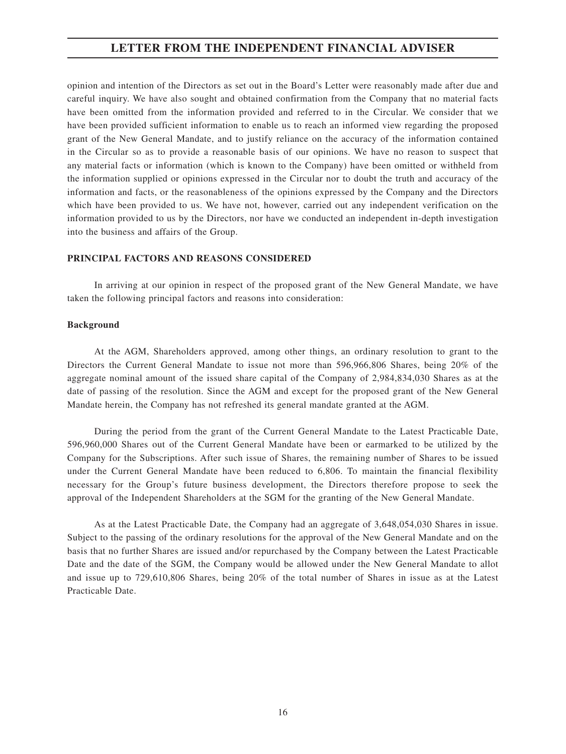opinion and intention of the Directors as set out in the Board's Letter were reasonably made after due and careful inquiry. We have also sought and obtained confirmation from the Company that no material facts have been omitted from the information provided and referred to in the Circular. We consider that we have been provided sufficient information to enable us to reach an informed view regarding the proposed grant of the New General Mandate, and to justify reliance on the accuracy of the information contained in the Circular so as to provide a reasonable basis of our opinions. We have no reason to suspect that any material facts or information (which is known to the Company) have been omitted or withheld from the information supplied or opinions expressed in the Circular nor to doubt the truth and accuracy of the information and facts, or the reasonableness of the opinions expressed by the Company and the Directors which have been provided to us. We have not, however, carried out any independent verification on the information provided to us by the Directors, nor have we conducted an independent in-depth investigation into the business and affairs of the Group.

## PRINCIPAL FACTORS AND REASONS CONSIDERED

In arriving at our opinion in respect of the proposed grant of the New General Mandate, we have taken the following principal factors and reasons into consideration:

### Background

At the AGM, Shareholders approved, among other things, an ordinary resolution to grant to the Directors the Current General Mandate to issue not more than 596,966,806 Shares, being 20% of the aggregate nominal amount of the issued share capital of the Company of 2,984,834,030 Shares as at the date of passing of the resolution. Since the AGM and except for the proposed grant of the New General Mandate herein, the Company has not refreshed its general mandate granted at the AGM.

During the period from the grant of the Current General Mandate to the Latest Practicable Date, 596,960,000 Shares out of the Current General Mandate have been or earmarked to be utilized by the Company for the Subscriptions. After such issue of Shares, the remaining number of Shares to be issued under the Current General Mandate have been reduced to 6,806. To maintain the financial flexibility necessary for the Group's future business development, the Directors therefore propose to seek the approval of the Independent Shareholders at the SGM for the granting of the New General Mandate.

As at the Latest Practicable Date, the Company had an aggregate of 3,648,054,030 Shares in issue. Subject to the passing of the ordinary resolutions for the approval of the New General Mandate and on the basis that no further Shares are issued and/or repurchased by the Company between the Latest Practicable Date and the date of the SGM, the Company would be allowed under the New General Mandate to allot and issue up to 729,610,806 Shares, being 20% of the total number of Shares in issue as at the Latest Practicable Date.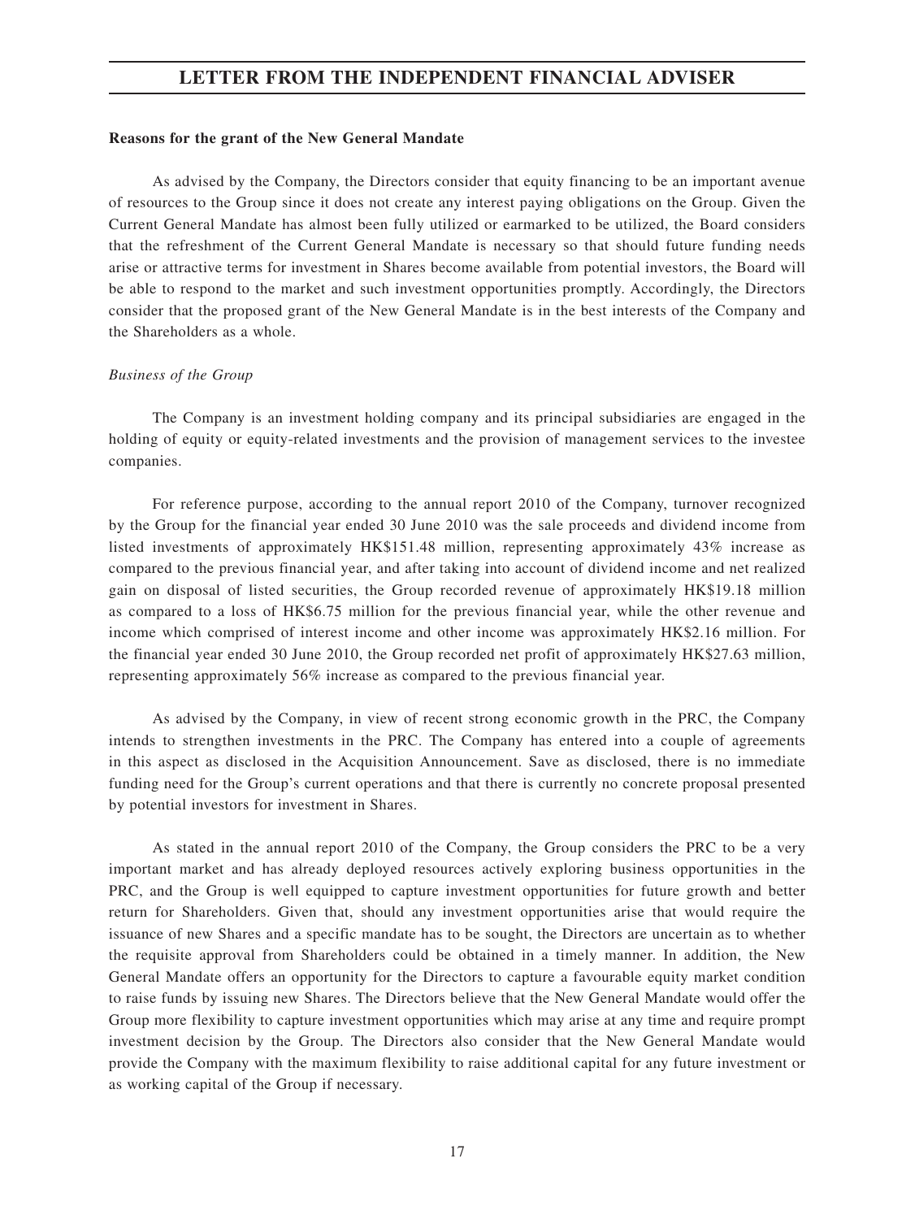**Reasons for the grant of the New General Mandate**

As advised by the Company, the Directors consider that equity financing to be an important avenue of resources to the Group since it does not create any interest paying obligations on the Group. Given the Current General Mandate has almost been fully utilized or earmarked to be utilized, the Board considers that the refreshment of the Current General Mandate is necessary so that should future funding needs arise or attractive terms for investment in Shares become available from potential investors, the Board will be able to respond to the market and such investment opportunities promptly. Accordingly, the Directors consider that the proposed grant of the New General Mandate is in the best interests of the Company and the Shareholders as a whole.

*Business of the Group*

The Company is an investment holding company and its principal subsidiaries are engaged in the holding of equity or equity-related investments and the provision of management services to the investee companies.

For reference purpose, according to the annual report 2010 of the Company, turnover recognized by the Group for the financial year ended 30 June 2010 was the sale proceeds and dividend income from listed investments of approximately HK$151.48 million, representing approximately 43% increase as compared to the previous financial year, and after taking into account of dividend income and net realized gain on disposal of listed securities, the Group recorded revenue of approximately HK$19.18 million as compared to a loss of HK$6.75 million for the previous financial year, while the other revenue and income which comprised of interest income and other income was approximately HK$2.16 million. For the financial year ended 30 June 2010, the Group recorded net profit of approximately HK$27.63 million, representing approximately 56% increase as compared to the previous financial year.

As advised by the Company, in view of recent strong economic growth in the PRC, the Company intends to strengthen investments in the PRC. The Company has entered into a couple of agreements in this aspect as disclosed in the Acquisition Announcement. Save as disclosed, there is no immediate funding need for the Group's current operations and that there is currently no concrete proposal presented by potential investors for investment in Shares.

As stated in the annual report 2010 of the Company, the Group considers the PRC to be a very important market and has already deployed resources actively exploring business opportunities in the PRC, and the Group is well equipped to capture investment opportunities for future growth and better return for Shareholders. Given that, should any investment opportunities arise that would require the issuance of new Shares and a specific mandate has to be sought, the Directors are uncertain as to whether the requisite approval from Shareholders could be obtained in a timely manner. In addition, the New General Mandate offers an opportunity for the Directors to capture a favourable equity market condition to raise funds by issuing new Shares. The Directors believe that the New General Mandate would offer the Group more flexibility to capture investment opportunities which may arise at any time and require prompt investment decision by the Group. The Directors also consider that the New General Mandate would provide the Company with the maximum flexibility to raise additional capital for any future investment or as working capital of the Group if necessary.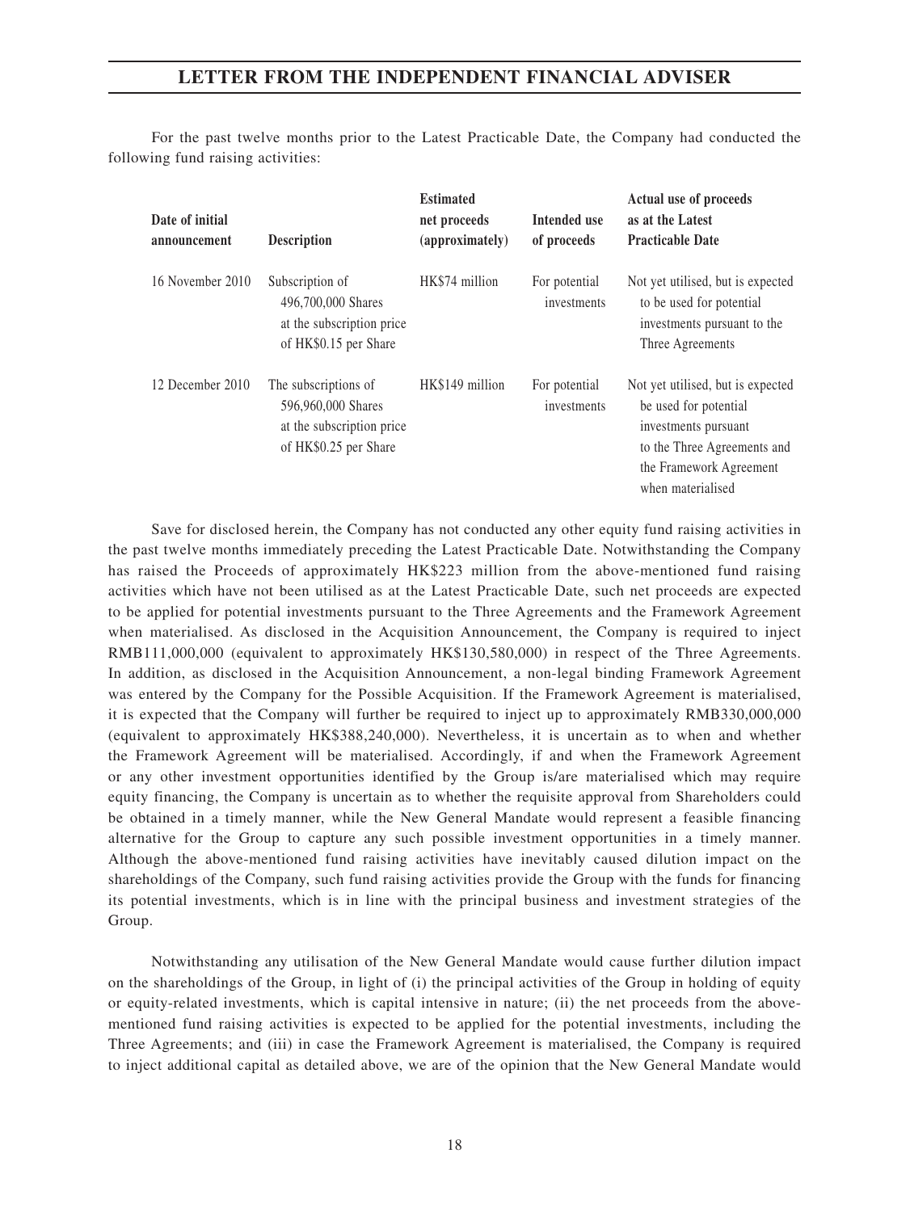For the past twelve months prior to the Latest Practicable Date, the Company had conducted the following fund raising activities:

| Date of initial announcement | Description | Estimated net proceeds (approximately) | Intended use of proceeds | Actual use of proceeds as at the Latest Practicable Date |
|---|---|---|---|---|
| 16 November 2010 | Subscription of 496,700,000 Shares at the subscription price of HK$0.15 per Share | HK$74 million | For potential investments | Not yet utilised, but is expected to be used for potential investments pursuant to the Three Agreements |
| 12 December 2010 | The subscriptions of 596,960,000 Shares at the subscription price of HK$0.25 per Share | HK$149 million | For potential investments | Not yet utilised, but is expected be used for potential investments pursuant to the Three Agreements and the Framework Agreement when materialised |

Save for disclosed herein, the Company has not conducted any other equity fund raising activities in the past twelve months immediately preceding the Latest Practicable Date. Notwithstanding the Company has raised the Proceeds of approximately HK$223 million from the above-mentioned fund raising activities which have not been utilised as at the Latest Practicable Date, such net proceeds are expected to be applied for potential investments pursuant to the Three Agreements and the Framework Agreement when materialised. As disclosed in the Acquisition Announcement, the Company is required to inject RMB111,000,000 (equivalent to approximately HK$130,580,000) in respect of the Three Agreements. In addition, as disclosed in the Acquisition Announcement, a non-legal binding Framework Agreement was entered by the Company for the Possible Acquisition. If the Framework Agreement is materialised, it is expected that the Company will further be required to inject up to approximately RMB330,000,000 (equivalent to approximately HK$388,240,000). Nevertheless, it is uncertain as to when and whether the Framework Agreement will be materialised. Accordingly, if and when the Framework Agreement or any other investment opportunities identified by the Group is/are materialised which may require equity financing, the Company is uncertain as to whether the requisite approval from Shareholders could be obtained in a timely manner, while the New General Mandate would represent a feasible financing alternative for the Group to capture any such possible investment opportunities in a timely manner. Although the above-mentioned fund raising activities have inevitably caused dilution impact on the shareholdings of the Company, such fund raising activities provide the Group with the funds for financing its potential investments, which is in line with the principal business and investment strategies of the Group.

Notwithstanding any utilisation of the New General Mandate would cause further dilution impact on the shareholdings of the Group, in light of (i) the principal activities of the Group in holding of equity or equity-related investments, which is capital intensive in nature; (ii) the net proceeds from the above-mentioned fund raising activities is expected to be applied for the potential investments, including the Three Agreements; and (iii) in case the Framework Agreement is materialised, the Company is required to inject additional capital as detailed above, we are of the opinion that the New General Mandate would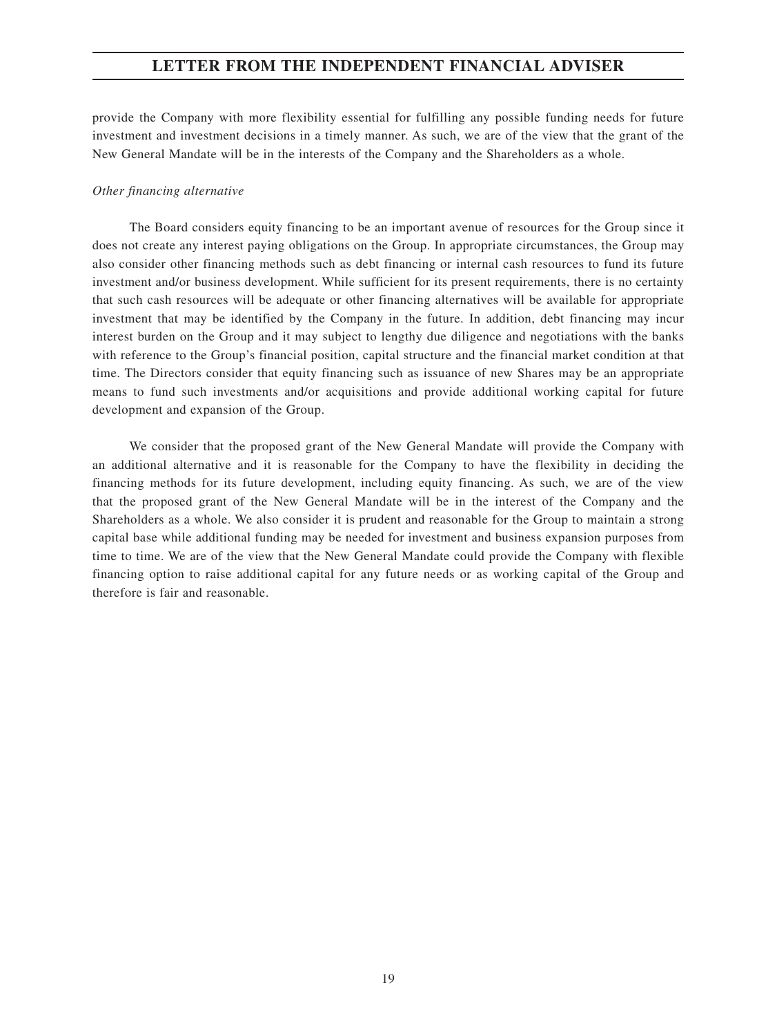provide the Company with more flexibility essential for fulfilling any possible funding needs for future investment and investment decisions in a timely manner. As such, we are of the view that the grant of the New General Mandate will be in the interests of the Company and the Shareholders as a whole.

*Other financing alternative*

The Board considers equity financing to be an important avenue of resources for the Group since it does not create any interest paying obligations on the Group. In appropriate circumstances, the Group may also consider other financing methods such as debt financing or internal cash resources to fund its future investment and/or business development. While sufficient for its present requirements, there is no certainty that such cash resources will be adequate or other financing alternatives will be available for appropriate investment that may be identified by the Company in the future. In addition, debt financing may incur interest burden on the Group and it may subject to lengthy due diligence and negotiations with the banks with reference to the Group's financial position, capital structure and the financial market condition at that time. The Directors consider that equity financing such as issuance of new Shares may be an appropriate means to fund such investments and/or acquisitions and provide additional working capital for future development and expansion of the Group.

We consider that the proposed grant of the New General Mandate will provide the Company with an additional alternative and it is reasonable for the Company to have the flexibility in deciding the financing methods for its future development, including equity financing. As such, we are of the view that the proposed grant of the New General Mandate will be in the interest of the Company and the Shareholders as a whole. We also consider it is prudent and reasonable for the Group to maintain a strong capital base while additional funding may be needed for investment and business expansion purposes from time to time. We are of the view that the New General Mandate could provide the Company with flexible financing option to raise additional capital for any future needs or as working capital of the Group and therefore is fair and reasonable.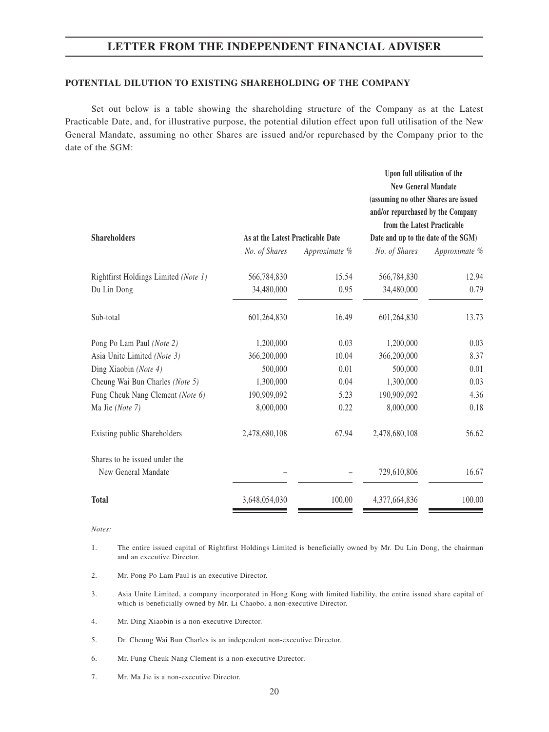## LETTER FROM THE INDEPENDENT FINANCIAL ADVISER

### POTENTIAL DILUTION TO EXISTING SHAREHOLDING OF THE COMPANY

Set out below is a table showing the shareholding structure of the Company as at the Latest Practicable Date, and, for illustrative purpose, the potential dilution effect upon full utilisation of the New General Mandate, assuming no other Shares are issued and/or repurchased by the Company prior to the date of the SGM:

| Shareholders | As at the Latest Practicable Date | | Upon full utilisation of the New General Mandate (assuming no other Shares are issued and/or repurchased by the Company from the Latest Practicable Date and up to the date of the SGM) | |
|---|---|---|---|---|
| | *No. of Shares* | *Approximate %* | *No. of Shares* | *Approximate %* |
| Rightfirst Holdings Limited *(Note 1)* | 566,784,830 | 15.54 | 566,784,830 | 12.94 |
| Du Lin Dong | 34,480,000 | 0.95 | 34,480,000 | 0.79 |
| Sub-total | 601,264,830 | 16.49 | 601,264,830 | 13.73 |
| Pong Po Lam Paul *(Note 2)* | 1,200,000 | 0.03 | 1,200,000 | 0.03 |
| Asia Unite Limited *(Note 3)* | 366,200,000 | 10.04 | 366,200,000 | 8.37 |
| Ding Xiaobin *(Note 4)* | 500,000 | 0.01 | 500,000 | 0.01 |
| Cheung Wai Bun Charles *(Note 5)* | 1,300,000 | 0.04 | 1,300,000 | 0.03 |
| Fung Cheuk Nang Clement *(Note 6)* | 190,909,092 | 5.23 | 190,909,092 | 4.36 |
| Ma Jie *(Note 7)* | 8,000,000 | 0.22 | 8,000,000 | 0.18 |
| Existing public Shareholders | 2,478,680,108 | 67.94 | 2,478,680,108 | 56.62 |
| Shares to be issued under the New General Mandate | – | – | 729,610,806 | 16.67 |
| **Total** | 3,648,054,030 | 100.00 | 4,377,664,836 | 100.00 |

*Notes:*

1. The entire issued capital of Rightfirst Holdings Limited is beneficially owned by Mr. Du Lin Dong, the chairman and an executive Director.
2. Mr. Pong Po Lam Paul is an executive Director.
3. Asia Unite Limited, a company incorporated in Hong Kong with limited liability, the entire issued share capital of which is beneficially owned by Mr. Li Chaobo, a non-executive Director.
4. Mr. Ding Xiaobin is a non-executive Director.
5. Dr. Cheung Wai Bun Charles is an independent non-executive Director.
6. Mr. Fung Cheuk Nang Clement is a non-executive Director.
7. Mr. Ma Jie is a non-executive Director.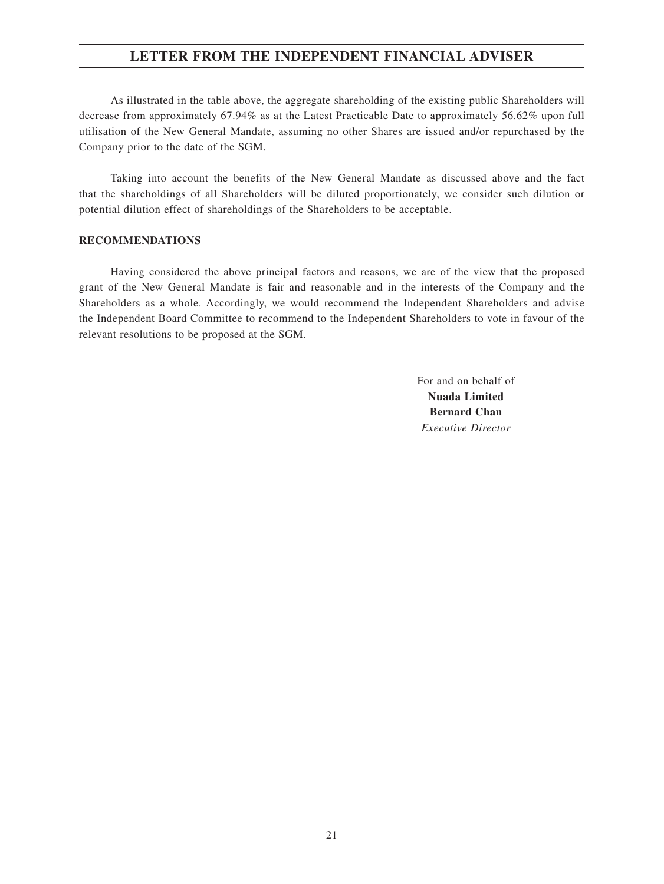As illustrated in the table above, the aggregate shareholding of the existing public Shareholders will decrease from approximately 67.94% as at the Latest Practicable Date to approximately 56.62% upon full utilisation of the New General Mandate, assuming no other Shares are issued and/or repurchased by the Company prior to the date of the SGM.

Taking into account the benefits of the New General Mandate as discussed above and the fact that the shareholdings of all Shareholders will be diluted proportionately, we consider such dilution or potential dilution effect of shareholdings of the Shareholders to be acceptable.

**RECOMMENDATIONS**

Having considered the above principal factors and reasons, we are of the view that the proposed grant of the New General Mandate is fair and reasonable and in the interests of the Company and the Shareholders as a whole. Accordingly, we would recommend the Independent Shareholders and advise the Independent Board Committee to recommend to the Independent Shareholders to vote in favour of the relevant resolutions to be proposed at the SGM.

For and on behalf of
**Nuada Limited**
**Bernard Chan**
*Executive Director*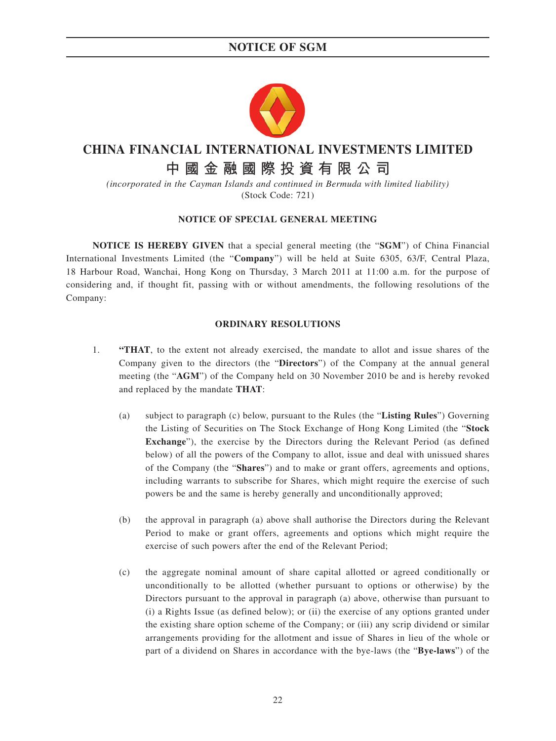# NOTICE OF SGM

# CHINA FINANCIAL INTERNATIONAL INVESTMENTS LIMITED

# 中國金融國際投資有限公司

*(incorporated in the Cayman Islands and continued in Bermuda with limited liability)*

(Stock Code: 721)

**NOTICE OF SPECIAL GENERAL MEETING**

**NOTICE IS HEREBY GIVEN** that a special general meeting (the "**SGM**") of China Financial International Investments Limited (the "**Company**") will be held at Suite 6305, 63/F, Central Plaza, 18 Harbour Road, Wanchai, Hong Kong on Thursday, 3 March 2011 at 11:00 a.m. for the purpose of considering and, if thought fit, passing with or without amendments, the following resolutions of the Company:

**ORDINARY RESOLUTIONS**

1. **"THAT**, to the extent not already exercised, the mandate to allot and issue shares of the Company given to the directors (the "**Directors**") of the Company at the annual general meeting (the "**AGM**") of the Company held on 30 November 2010 be and is hereby revoked and replaced by the mandate **THAT**:

   (a) subject to paragraph (c) below, pursuant to the Rules (the "**Listing Rules**") Governing the Listing of Securities on The Stock Exchange of Hong Kong Limited (the "**Stock Exchange**"), the exercise by the Directors during the Relevant Period (as defined below) of all the powers of the Company to allot, issue and deal with unissued shares of the Company (the "**Shares**") and to make or grant offers, agreements and options, including warrants to subscribe for Shares, which might require the exercise of such powers be and the same is hereby generally and unconditionally approved;

   (b) the approval in paragraph (a) above shall authorise the Directors during the Relevant Period to make or grant offers, agreements and options which might require the exercise of such powers after the end of the Relevant Period;

   (c) the aggregate nominal amount of share capital allotted or agreed conditionally or unconditionally to be allotted (whether pursuant to options or otherwise) by the Directors pursuant to the approval in paragraph (a) above, otherwise than pursuant to (i) a Rights Issue (as defined below); or (ii) the exercise of any options granted under the existing share option scheme of the Company; or (iii) any scrip dividend or similar arrangements providing for the allotment and issue of Shares in lieu of the whole or part of a dividend on Shares in accordance with the bye-laws (the "**Bye-laws**") of the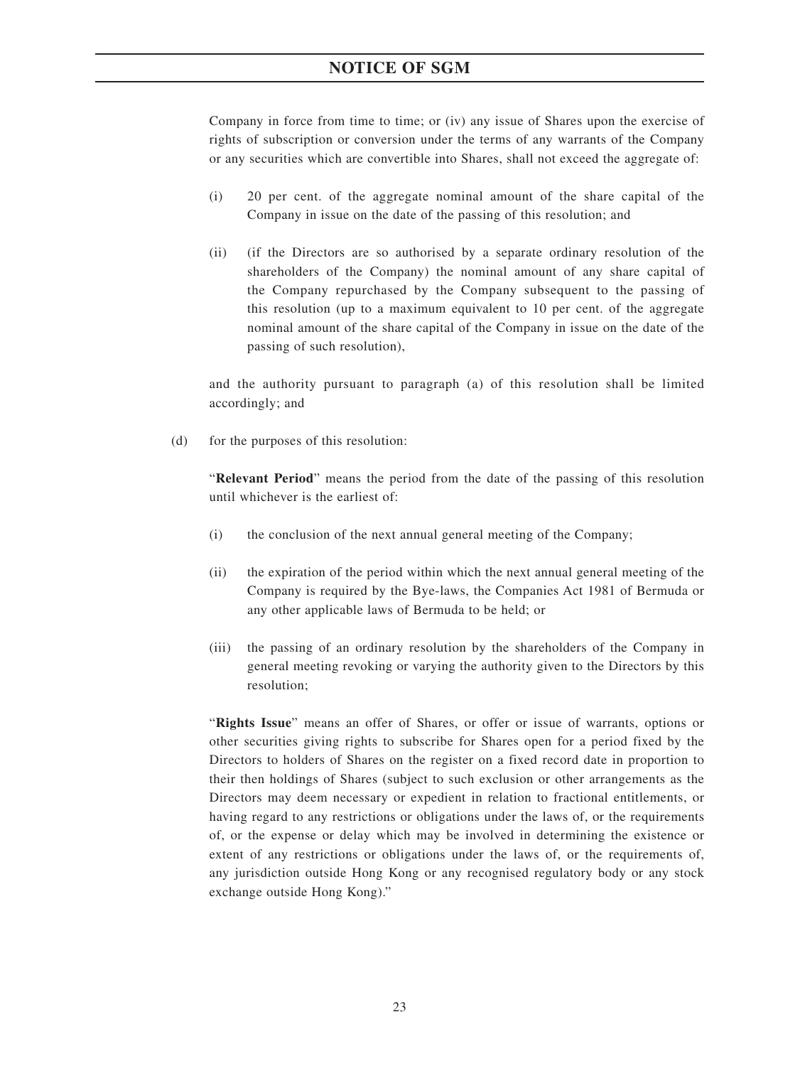Company in force from time to time; or (iv) any issue of Shares upon the exercise of rights of subscription or conversion under the terms of any warrants of the Company or any securities which are convertible into Shares, shall not exceed the aggregate of:

(i) 20 per cent. of the aggregate nominal amount of the share capital of the Company in issue on the date of the passing of this resolution; and

(ii) (if the Directors are so authorised by a separate ordinary resolution of the shareholders of the Company) the nominal amount of any share capital of the Company repurchased by the Company subsequent to the passing of this resolution (up to a maximum equivalent to 10 per cent. of the aggregate nominal amount of the share capital of the Company in issue on the date of the passing of such resolution),

and the authority pursuant to paragraph (a) of this resolution shall be limited accordingly; and

(d) for the purposes of this resolution:

"**Relevant Period**" means the period from the date of the passing of this resolution until whichever is the earliest of:

(i) the conclusion of the next annual general meeting of the Company;

(ii) the expiration of the period within which the next annual general meeting of the Company is required by the Bye-laws, the Companies Act 1981 of Bermuda or any other applicable laws of Bermuda to be held; or

(iii) the passing of an ordinary resolution by the shareholders of the Company in general meeting revoking or varying the authority given to the Directors by this resolution;

"**Rights Issue**" means an offer of Shares, or offer or issue of warrants, options or other securities giving rights to subscribe for Shares open for a period fixed by the Directors to holders of Shares on the register on a fixed record date in proportion to their then holdings of Shares (subject to such exclusion or other arrangements as the Directors may deem necessary or expedient in relation to fractional entitlements, or having regard to any restrictions or obligations under the laws of, or the requirements of, or the expense or delay which may be involved in determining the existence or extent of any restrictions or obligations under the laws of, or the requirements of, any jurisdiction outside Hong Kong or any recognised regulatory body or any stock exchange outside Hong Kong)."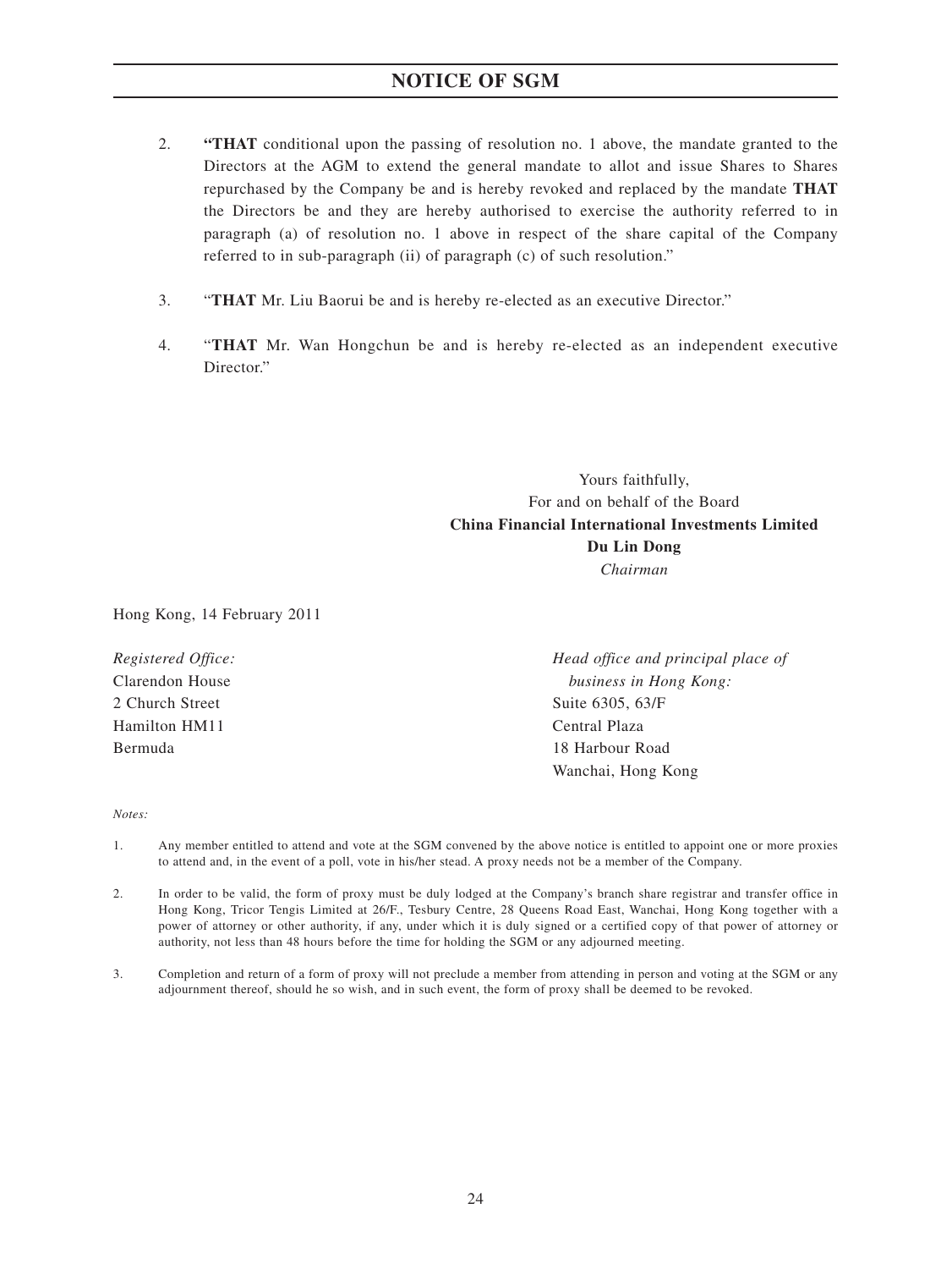# NOTICE OF SGM

2. **"THAT** conditional upon the passing of resolution no. 1 above, the mandate granted to the Directors at the AGM to extend the general mandate to allot and issue Shares to Shares repurchased by the Company be and is hereby revoked and replaced by the mandate **THAT** the Directors be and they are hereby authorised to exercise the authority referred to in paragraph (a) of resolution no. 1 above in respect of the share capital of the Company referred to in sub-paragraph (ii) of paragraph (c) of such resolution."

3. "**THAT** Mr. Liu Baorui be and is hereby re-elected as an executive Director."

4. "**THAT** Mr. Wan Hongchun be and is hereby re-elected as an independent executive Director."

Yours faithfully,
For and on behalf of the Board
**China Financial International Investments Limited**
**Du Lin Dong**
*Chairman*

Hong Kong, 14 February 2011

*Registered Office:*
Clarendon House
2 Church Street
Hamilton HM11
Bermuda

*Head office and principal place of business in Hong Kong:*
Suite 6305, 63/F
Central Plaza
18 Harbour Road
Wanchai, Hong Kong

*Notes:*

1. Any member entitled to attend and vote at the SGM convened by the above notice is entitled to appoint one or more proxies to attend and, in the event of a poll, vote in his/her stead. A proxy needs not be a member of the Company.

2. In order to be valid, the form of proxy must be duly lodged at the Company's branch share registrar and transfer office in Hong Kong, Tricor Tengis Limited at 26/F., Tesbury Centre, 28 Queens Road East, Wanchai, Hong Kong together with a power of attorney or other authority, if any, under which it is duly signed or a certified copy of that power of attorney or authority, not less than 48 hours before the time for holding the SGM or any adjourned meeting.

3. Completion and return of a form of proxy will not preclude a member from attending in person and voting at the SGM or any adjournment thereof, should he so wish, and in such event, the form of proxy shall be deemed to be revoked.